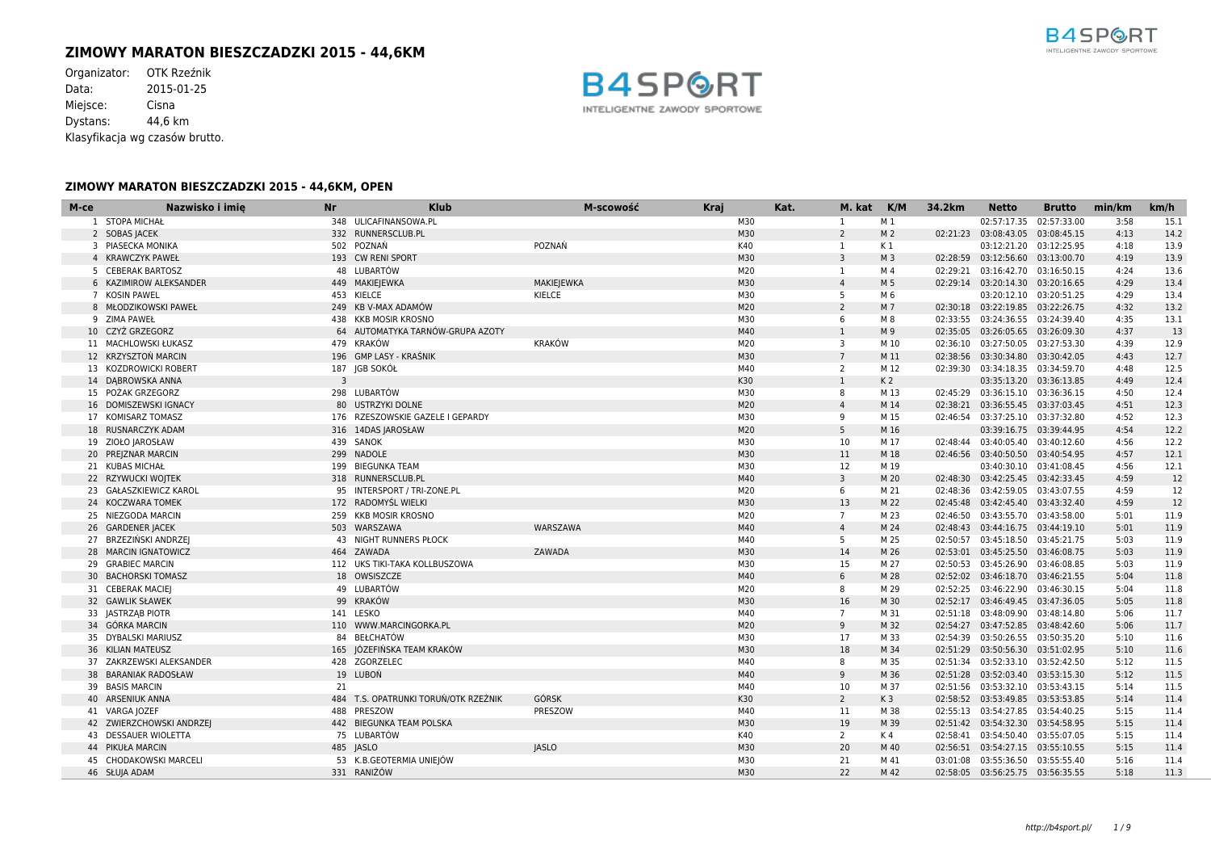# ZIMOWY MARATON BIESZCZADZKI 2015 - 44,6KM

Organizator: OTK Rzeźnik
Data: 2015-01-25
Miejsce: Cisna
Dystans: 44,6 km
Klasyfikacja wg czasów brutto.

## ZIMOWY MARATON BIESZCZADZKI 2015 - 44,6KM, OPEN

| M-ce | Nazwisko i imię | Nr | Klub | M-scowość | Kraj | Kat. | M. kat | K/M | 34.2km | Netto | Brutto | min/km | km/h |
|---|---|---|---|---|---|---|---|---|---|---|---|---|---|
| 1 | STOPA MICHAŁ | 348 | ULICAFINANSOWA.PL | | | M30 | 1 | M 1 | | 02:57:17.35 | 02:57:33.00 | 3:58 | 15.1 |
| 2 | SOBAS JACEK | 332 | RUNNERSCLUB.PL | | | M30 | 2 | M 2 | 02:21:23 | 03:08:43.05 | 03:08:45.15 | 4:13 | 14.2 |
| 3 | PIASECKA MONIKA | 502 | POZNAŃ | POZNAŃ | | K40 | 1 | K 1 | | 03:12:21.20 | 03:12:25.95 | 4:18 | 13.9 |
| 4 | KRAWCZYK PAWEŁ | 193 | CW RENI SPORT | | | M30 | 3 | M 3 | 02:28:59 | 03:12:56.60 | 03:13:00.70 | 4:19 | 13.9 |
| 5 | CEBERAK BARTOSZ | 48 | LUBARTÓW | | | M20 | 1 | M 4 | 02:29:21 | 03:16:42.70 | 03:16:50.15 | 4:24 | 13.6 |
| 6 | KAZIMIROW ALEKSANDER | 449 | MAKIEJEWKA | MAKIEJEWKA | | M30 | 4 | M 5 | 02:29:14 | 03:20:14.30 | 03:20:16.65 | 4:29 | 13.4 |
| 7 | KOSIN PAWEL | 453 | KIELCE | KIELCE | | M30 | 5 | M 6 | | 03:20:12.10 | 03:20:51.25 | 4:29 | 13.4 |
| 8 | MŁODZIKOWSKI PAWEŁ | 249 | KB V-MAX ADAMÓW | | | M20 | 2 | M 7 | 02:30:18 | 03:22:19.85 | 03:22:26.75 | 4:32 | 13.2 |
| 9 | ZIMA PAWEŁ | 438 | KKB MOSIR KROSNO | | | M30 | 6 | M 8 | 02:33:55 | 03:24:36.55 | 03:24:39.40 | 4:35 | 13.1 |
| 10 | CZYŻ GRZEGORZ | 64 | AUTOMATYKA TARNÓW-GRUPA AZOTY | | | M40 | 1 | M 9 | 02:35:05 | 03:26:05.65 | 03:26:09.30 | 4:37 | 13 |
| 11 | MACHLOWSKI ŁUKASZ | 479 | KRAKÓW | KRAKÓW | | M20 | 3 | M 10 | 02:36:10 | 03:27:50.05 | 03:27:53.30 | 4:39 | 12.9 |
| 12 | KRZYSZTOŃ MARCIN | 196 | GMP LASY - KRAŚNIK | | | M30 | 7 | M 11 | 02:38:56 | 03:30:34.80 | 03:30:42.05 | 4:43 | 12.7 |
| 13 | KOZDROWICKI ROBERT | 187 | JGB SOKÓŁ | | | M40 | 2 | M 12 | 02:39:30 | 03:34:18.35 | 03:34:59.70 | 4:48 | 12.5 |
| 14 | DĄBROWSKA ANNA | 3 | | | | K30 | 1 | K 2 | | 03:35:13.20 | 03:36:13.85 | 4:49 | 12.4 |
| 15 | POŻAK GRZEGORZ | 298 | LUBARTÓW | | | M30 | 8 | M 13 | 02:45:29 | 03:36:15.10 | 03:36:36.15 | 4:50 | 12.4 |
| 16 | DOMISZEWSKI IGNACY | 80 | USTRZYKI DOLNE | | | M20 | 4 | M 14 | 02:38:21 | 03:36:55.45 | 03:37:03.45 | 4:51 | 12.3 |
| 17 | KOMISARZ TOMASZ | 176 | RZESZOWSKIE GAZELE I GEPARDY | | | M30 | 9 | M 15 | 02:46:54 | 03:37:25.10 | 03:37:32.80 | 4:52 | 12.3 |
| 18 | RUSNARCZYK ADAM | 316 | 14DAS JAROSŁAW | | | M20 | 5 | M 16 | | 03:39:16.75 | 03:39:44.95 | 4:54 | 12.2 |
| 19 | ZIOŁO JAROSŁAW | 439 | SANOK | | | M30 | 10 | M 17 | 02:48:44 | 03:40:05.40 | 03:40:12.60 | 4:56 | 12.2 |
| 20 | PREJZNAR MARCIN | 299 | NADOLE | | | M30 | 11 | M 18 | 02:46:56 | 03:40:50.50 | 03:40:54.95 | 4:57 | 12.1 |
| 21 | KUBAS MICHAŁ | 199 | BIEGUNKA TEAM | | | M30 | 12 | M 19 | | 03:40:30.10 | 03:41:08.45 | 4:56 | 12.1 |
| 22 | RZYWUCKI WOJTEK | 318 | RUNNERSCLUB.PL | | | M40 | 3 | M 20 | 02:48:30 | 03:42:25.45 | 03:42:33.45 | 4:59 | 12 |
| 23 | GAŁASZKIEWICZ KAROL | 95 | INTERSPORT / TRI-ZONE.PL | | | M20 | 6 | M 21 | 02:48:36 | 03:42:59.05 | 03:43:07.55 | 4:59 | 12 |
| 24 | KOCZWARA TOMEK | 172 | RADOMYŚL WIELKI | | | M30 | 13 | M 22 | 02:45:48 | 03:42:45.40 | 03:43:32.40 | 4:59 | 12 |
| 25 | NIEZGODA MARCIN | 259 | KKB MOSIR KROSNO | | | M20 | 7 | M 23 | 02:46:50 | 03:43:55.70 | 03:43:58.00 | 5:01 | 11.9 |
| 26 | GARDENER JACEK | 503 | WARSZAWA | WARSZAWA | | M40 | 4 | M 24 | 02:48:43 | 03:44:16.75 | 03:44:19.10 | 5:01 | 11.9 |
| 27 | BRZEZIŃSKI ANDRZEJ | 43 | NIGHT RUNNERS PŁOCK | | | M40 | 5 | M 25 | 02:50:57 | 03:45:18.50 | 03:45:21.75 | 5:03 | 11.9 |
| 28 | MARCIN IGNATOWICZ | 464 | ZAWADA | ZAWADA | | M30 | 14 | M 26 | 02:53:01 | 03:45:25.50 | 03:46:08.75 | 5:03 | 11.9 |
| 29 | GRABIEC MARCIN | 112 | UKS TIKI-TAKA KOLLBUSZOWA | | | M30 | 15 | M 27 | 02:50:53 | 03:45:26.90 | 03:46:08.85 | 5:03 | 11.9 |
| 30 | BACHORSKI TOMASZ | 18 | OWSISZCZE | | | M40 | 6 | M 28 | 02:52:02 | 03:46:18.70 | 03:46:21.55 | 5:04 | 11.8 |
| 31 | CEBERAK MACIEJ | 49 | LUBARTÓW | | | M20 | 8 | M 29 | 02:52:25 | 03:46:22.90 | 03:46:30.15 | 5:04 | 11.8 |
| 32 | GAWLIK SŁAWEK | 99 | KRAKÓW | | | M30 | 16 | M 30 | 02:52:17 | 03:46:49.45 | 03:47:36.05 | 5:05 | 11.8 |
| 33 | JASTRZĄB PIOTR | 141 | LESKO | | | M40 | 7 | M 31 | 02:51:18 | 03:48:09.90 | 03:48:14.80 | 5:06 | 11.7 |
| 34 | GÓRKA MARCIN | 110 | WWW.MARCINGORKA.PL | | | M20 | 9 | M 32 | 02:54:27 | 03:47:52.85 | 03:48:42.60 | 5:06 | 11.7 |
| 35 | DYBALSKI MARIUSZ | 84 | BEŁCHATÓW | | | M30 | 17 | M 33 | 02:54:39 | 03:50:26.55 | 03:50:35.20 | 5:10 | 11.6 |
| 36 | KILIAN MATEUSZ | 165 | JÓZEFIŃSKA TEAM KRAKÓW | | | M30 | 18 | M 34 | 02:51:29 | 03:50:56.30 | 03:51:02.95 | 5:10 | 11.6 |
| 37 | ZAKRZEWSKI ALEKSANDER | 428 | ZGORZELEC | | | M40 | 8 | M 35 | 02:51:34 | 03:52:33.10 | 03:52:42.50 | 5:12 | 11.5 |
| 38 | BARANIAK RADOSŁAW | 19 | LUBOŃ | | | M40 | 9 | M 36 | 02:51:28 | 03:52:03.40 | 03:53:15.30 | 5:12 | 11.5 |
| 39 | BASIS MARCIN | 21 | | | | M40 | 10 | M 37 | 02:51:56 | 03:53:32.10 | 03:53:43.15 | 5:14 | 11.5 |
| 40 | ARSENIUK ANNA | 484 | T.S. OPATRUNKI TORUŃ/OTK RZEŹNIK | GÓRSK | | K30 | 2 | K 3 | 02:58:52 | 03:53:49.85 | 03:53:53.85 | 5:14 | 11.4 |
| 41 | VARGA JOZEF | 488 | PRESZOW | PRESZOW | | M40 | 11 | M 38 | 02:55:13 | 03:54:27.85 | 03:54:40.25 | 5:15 | 11.4 |
| 42 | ZWIERZCHOWSKI ANDRZEJ | 442 | BIEGUNKA TEAM POLSKA | | | M30 | 19 | M 39 | 02:51:42 | 03:54:32.30 | 03:54:58.95 | 5:15 | 11.4 |
| 43 | DESSAUER WIOLETTA | 75 | LUBARTÓW | | | K40 | 2 | K 4 | 02:58:41 | 03:54:50.40 | 03:55:07.05 | 5:15 | 11.4 |
| 44 | PIKUŁA MARCIN | 485 | JASLO | JASLO | | M30 | 20 | M 40 | 02:56:51 | 03:54:27.15 | 03:55:10.55 | 5:15 | 11.4 |
| 45 | CHODAKOWSKI MARCELI | 53 | K.B.GEOTERMIA UNIEJÓW | | | M30 | 21 | M 41 | 03:01:08 | 03:55:36.50 | 03:55:55.40 | 5:16 | 11.4 |
| 46 | SŁUJA ADAM | 331 | RANIŻÓW | | | M30 | 22 | M 42 | 02:58:05 | 03:56:25.75 | 03:56:35.55 | 5:18 | 11.3 |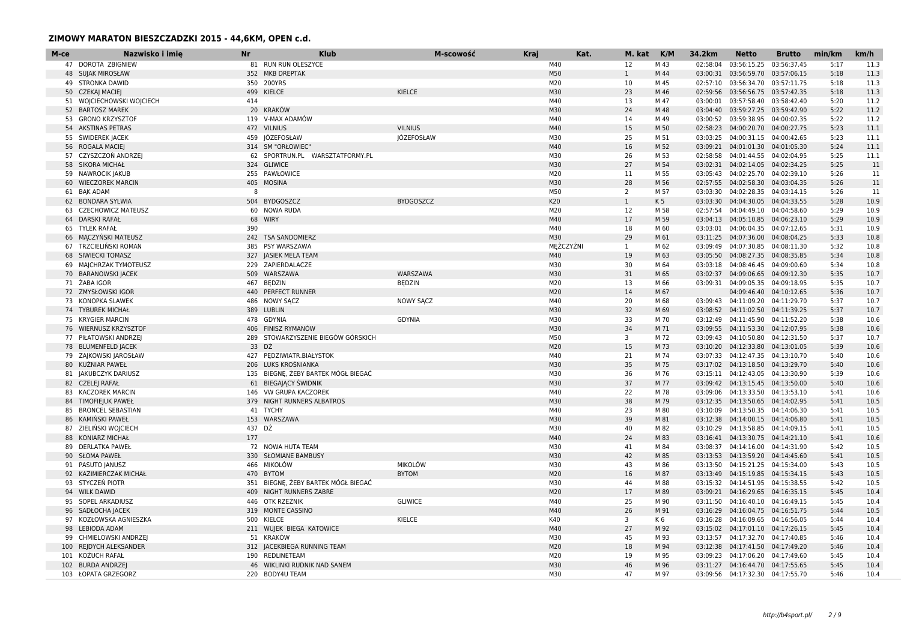## ZIMOWY MARATON BIESZCZADZKI 2015 - 44,6KM, OPEN c.d.

| M-ce | Nazwisko i imię | Nr | Klub | M-scowość | Kraj | Kat. | M. kat | K/M | 34.2km | Netto | Brutto | min/km | km/h |
|---|---|---|---|---|---|---|---|---|---|---|---|---|---|
| 47 | DOROTA ZBIGNIEW | 81 | RUN RUN OLESZYCE | | | M40 | 12 | M 43 | 02:58:04 | 03:56:15.25 | 03:56:37.45 | 5:17 | 11.3 |
| 48 | SUJAK MIROSŁAW | 352 | MKB DREPTAK | | | M50 | 1 | M 44 | 03:00:31 | 03:56:59.70 | 03:57:06.15 | 5:18 | 11.3 |
| 49 | STRONKA DAWID | 350 | 200YRS | | | M20 | 10 | M 45 | 02:57:10 | 03:56:34.70 | 03:57:11.75 | 5:18 | 11.3 |
| 50 | CZEKAJ MACIEJ | 499 | KIELCE | KIELCE | | M30 | 23 | M 46 | 02:59:56 | 03:56:56.75 | 03:57:42.35 | 5:18 | 11.3 |
| 51 | WOJCIECHOWSKI WOJCIECH | 414 | | | | M40 | 13 | M 47 | 03:00:01 | 03:57:58.40 | 03:58:42.40 | 5:20 | 11.2 |
| 52 | BARTOSZ MAREK | 20 | KRAKÓW | | | M30 | 24 | M 48 | 03:04:40 | 03:59:27.25 | 03:59:42.90 | 5:22 | 11.2 |
| 53 | GRONO KRZYSZTOF | 119 | V-MAX ADAMÓW | | | M40 | 14 | M 49 | 03:00:52 | 03:59:38.95 | 04:00:02.35 | 5:22 | 11.2 |
| 54 | AKSTINAS PETRAS | 472 | VILNIUS | VILNIUS | | M40 | 15 | M 50 | 02:58:23 | 04:00:20.70 | 04:00:27.75 | 5:23 | 11.1 |
| 55 | ŚWIDEREK JACEK | 459 | JÓZEFOSŁAW | JÓZEFOSŁAW | | M30 | 25 | M 51 | 03:03:25 | 04:00:31.15 | 04:00:42.65 | 5:23 | 11.1 |
| 56 | ROGALA MACIEJ | 314 | SM "ORŁOWIEC" | | | M40 | 16 | M 52 | 03:09:21 | 04:01:01.30 | 04:01:05.30 | 5:24 | 11.1 |
| 57 | CZYSZCZOŃ ANDRZEJ | 62 | SPORTRUN.PL WARSZTATFORMY.PL | | | M30 | 26 | M 53 | 02:58:58 | 04:01:44.55 | 04:02:04.95 | 5:25 | 11.1 |
| 58 | SIKORA MICHAŁ | 324 | GLIWICE | | | M30 | 27 | M 54 | 03:02:31 | 04:02:14.05 | 04:02:34.25 | 5:25 | 11 |
| 59 | NAWROCIK JAKUB | 255 | PAWŁOWICE | | | M20 | 11 | M 55 | 03:05:43 | 04:02:25.70 | 04:02:39.10 | 5:26 | 11 |
| 60 | WIECZOREK MARCIN | 405 | MOSINA | | | M30 | 28 | M 56 | 02:57:55 | 04:02:58.30 | 04:03:04.35 | 5:26 | 11 |
| 61 | BĄK ADAM | 8 | | | | M50 | 2 | M 57 | 03:03:30 | 04:02:28.35 | 04:03:14.15 | 5:26 | 11 |
| 62 | BONDARA SYLWIA | 504 | BYDGOSZCZ | BYDGOSZCZ | | K20 | 1 | K 5 | 03:03:30 | 04:04:30.05 | 04:04:33.55 | 5:28 | 10.9 |
| 63 | CZECHOWICZ MATEUSZ | 60 | NOWA RUDA | | | M20 | 12 | M 58 | 02:57:54 | 04:04:49.10 | 04:04:58.60 | 5:29 | 10.9 |
| 64 | DARSKI RAFAŁ | 68 | WIRY | | | M40 | 17 | M 59 | 03:04:13 | 04:05:10.85 | 04:06:23.10 | 5:29 | 10.9 |
| 65 | TYLEK RAFAŁ | 390 | | | | M40 | 18 | M 60 | 03:03:01 | 04:06:04.35 | 04:07:12.65 | 5:31 | 10.9 |
| 66 | MĄCZYŃSKI MATEUSZ | 242 | TSA SANDOMIERZ | | | M30 | 29 | M 61 | 03:11:25 | 04:07:36.00 | 04:08:04.25 | 5:33 | 10.8 |
| 67 | TRZCIELIŃSKI ROMAN | 385 | PSY WARSZAWA | | | MĘŻCZYŹNI | 1 | M 62 | 03:09:49 | 04:07:30.85 | 04:08:11.30 | 5:32 | 10.8 |
| 68 | SIWIECKI TOMASZ | 327 | JASIEK MELA TEAM | | | M40 | 19 | M 63 | 03:05:50 | 04:08:27.35 | 04:08:35.85 | 5:34 | 10.8 |
| 69 | MAJCHRZAK TYMOTEUSZ | 229 | ZAPIERDALACZE | | | M30 | 30 | M 64 | 03:03:18 | 04:08:46.45 | 04:09:00.60 | 5:34 | 10.8 |
| 70 | BARANOWSKI JACEK | 509 | WARSZAWA | WARSZAWA | | M30 | 31 | M 65 | 03:02:37 | 04:09:06.65 | 04:09:12.30 | 5:35 | 10.7 |
| 71 | ŻABA IGOR | 467 | BĘDZIN | BĘDZIN | | M20 | 13 | M 66 | 03:09:31 | 04:09:05.35 | 04:09:18.95 | 5:35 | 10.7 |
| 72 | ZMYSŁOWSKI IGOR | 440 | PERFECT RUNNER | | | M20 | 14 | M 67 | | 04:09:46.40 | 04:10:12.65 | 5:36 | 10.7 |
| 73 | KONOPKA SLAWEK | 486 | NOWY SĄCZ | NOWY SĄCZ | | M40 | 20 | M 68 | 03:09:43 | 04:11:09.20 | 04:11:29.70 | 5:37 | 10.7 |
| 74 | TYBUREK MICHAŁ | 389 | LUBLIN | | | M30 | 32 | M 69 | 03:08:52 | 04:11:02.50 | 04:11:39.25 | 5:37 | 10.7 |
| 75 | KRYGIER MARCIN | 478 | GDYNIA | GDYNIA | | M30 | 33 | M 70 | 03:12:49 | 04:11:45.90 | 04:11:52.20 | 5:38 | 10.6 |
| 76 | WIERNUSZ KRZYSZTOF | 406 | FINISZ RYMANÓW | | | M30 | 34 | M 71 | 03:09:55 | 04:11:53.30 | 04:12:07.95 | 5:38 | 10.6 |
| 77 | PIŁATOWSKI ANDRZEJ | 289 | STOWARZYSZENIE BIEGÓW GÓRSKICH | | | M50 | 3 | M 72 | 03:09:43 | 04:10:50.80 | 04:12:31.50 | 5:37 | 10.7 |
| 78 | BLUMENFELD JACEK | 33 | DŻ | | | M20 | 15 | M 73 | 03:10:20 | 04:12:33.80 | 04:13:01.05 | 5:39 | 10.6 |
| 79 | ZAJKOWSKI JAROSŁAW | 427 | PĘDZIWIATR.BIAŁYSTOK | | | M40 | 21 | M 74 | 03:07:33 | 04:12:47.35 | 04:13:10.70 | 5:40 | 10.6 |
| 80 | KUŹNIAR PAWEŁ | 206 | LUKS KROŚNIANKA | | | M30 | 35 | M 75 | 03:17:02 | 04:13:18.50 | 04:13:29.70 | 5:40 | 10.6 |
| 81 | JAKUBCZYK DARIUSZ | 135 | BIEGNĘ, ŻEBY BARTEK MÓGŁ BIEGAĆ | | | M30 | 36 | M 76 | 03:15:11 | 04:12:43.05 | 04:13:30.90 | 5:39 | 10.6 |
| 82 | CZELEJ RAFAŁ | 61 | BIEGAJĄCY ŚWIDNIK | | | M30 | 37 | M 77 | 03:09:42 | 04:13:15.45 | 04:13:50.00 | 5:40 | 10.6 |
| 83 | KACZOREK MARCIN | 146 | VW GRUPA KACZOREK | | | M40 | 22 | M 78 | 03:09:06 | 04:13:33.50 | 04:13:53.10 | 5:41 | 10.6 |
| 84 | TIMOFIEJUK PAWEŁ | 379 | NIGHT RUNNERS ALBATROS | | | M30 | 38 | M 79 | 03:12:35 | 04:13:50.65 | 04:14:02.95 | 5:41 | 10.5 |
| 85 | BRONCEL SEBASTIAN | 41 | TYCHY | | | M40 | 23 | M 80 | 03:10:09 | 04:13:50.35 | 04:14:06.30 | 5:41 | 10.5 |
| 86 | KAMIŃSKI PAWEŁ | 153 | WARSZAWA | | | M30 | 39 | M 81 | 03:12:38 | 04:14:00.15 | 04:14:06.80 | 5:41 | 10.5 |
| 87 | ZIELIŃSKI WOJCIECH | 437 | DŻ | | | M30 | 40 | M 82 | 03:10:29 | 04:13:58.85 | 04:14:09.15 | 5:41 | 10.5 |
| 88 | KONIARZ MICHAŁ | 177 | | | | M40 | 24 | M 83 | 03:16:41 | 04:13:30.75 | 04:14:21.10 | 5:41 | 10.6 |
| 89 | DERLATKA PAWEŁ | 72 | NOWA HUTA TEAM | | | M30 | 41 | M 84 | 03:08:37 | 04:14:16.00 | 04:14:31.90 | 5:42 | 10.5 |
| 90 | SŁOMA PAWEŁ | 330 | SŁOMIANE BAMBUSY | | | M30 | 42 | M 85 | 03:13:53 | 04:13:59.20 | 04:14:45.60 | 5:41 | 10.5 |
| 91 | PASUTO JANUSZ | 466 | MIKOLÓW | MIKOLÓW | | M30 | 43 | M 86 | 03:13:50 | 04:15:21.25 | 04:15:34.00 | 5:43 | 10.5 |
| 92 | KAZIMIERCZAK MICHAŁ | 470 | BYTOM | BYTOM | | M20 | 16 | M 87 | 03:13:49 | 04:15:19.85 | 04:15:34.15 | 5:43 | 10.5 |
| 93 | STYCZEŃ PIOTR | 351 | BIEGNĘ, ŻEBY BARTEK MÓGŁ BIEGAĆ | | | M30 | 44 | M 88 | 03:15:32 | 04:14:51.95 | 04:15:38.55 | 5:42 | 10.5 |
| 94 | WILK DAWID | 409 | NIGHT RUNNERS ZABRE | | | M20 | 17 | M 89 | 03:09:21 | 04:16:29.65 | 04:16:35.15 | 5:45 | 10.4 |
| 95 | SOPEL ARKADIUSZ | 446 | OTK RZEŹNIK | GLIWICE | | M40 | 25 | M 90 | 03:11:50 | 04:16:40.10 | 04:16:49.15 | 5:45 | 10.4 |
| 96 | SADŁOCHA JACEK | 319 | MONTE CASSINO | | | M40 | 26 | M 91 | 03:16:29 | 04:16:04.75 | 04:16:51.75 | 5:44 | 10.5 |
| 97 | KOZŁOWSKA AGNIESZKA | 500 | KIELCE | KIELCE | | K40 | 3 | K 6 | 03:16:28 | 04:16:09.65 | 04:16:56.05 | 5:44 | 10.4 |
| 98 | LEBIODA ADAM | 211 | WUJEK BIEGA KATOWICE | | | M40 | 27 | M 92 | 03:15:02 | 04:17:01.10 | 04:17:26.15 | 5:45 | 10.4 |
| 99 | CHMIELOWSKI ANDRZEJ | 51 | KRAKÓW | | | M30 | 45 | M 93 | 03:13:57 | 04:17:32.70 | 04:17:40.85 | 5:46 | 10.4 |
| 100 | REJDYCH ALEKSANDER | 312 | JACEKBIEGA RUNNING TEAM | | | M20 | 18 | M 94 | 03:12:38 | 04:17:41.50 | 04:17:49.20 | 5:46 | 10.4 |
| 101 | KOŻUCH RAFAŁ | 190 | REDLINETEAM | | | M20 | 19 | M 95 | 03:09:23 | 04:17:06.20 | 04:17:49.60 | 5:45 | 10.4 |
| 102 | BURDA ANDRZEJ | 46 | WIKLINKI RUDNIK NAD SANEM | | | M30 | 46 | M 96 | 03:11:27 | 04:16:44.70 | 04:17:55.65 | 5:45 | 10.4 |
| 103 | ŁOPATA GRZEGORZ | 220 | BODY4U TEAM | | | M30 | 47 | M 97 | 03:09:56 | 04:17:32.30 | 04:17:55.70 | 5:46 | 10.4 |

http://b4sport.pl/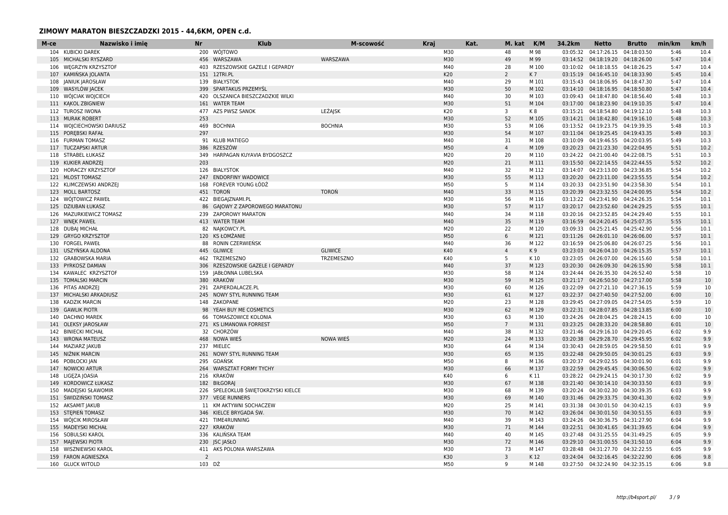## ZIMOWY MARATON BIESZCZADZKI 2015 - 44,6KM, OPEN c.d.

| M-ce | Nazwisko i imię | Nr | Klub | M-scowość | Kraj | Kat. | M. kat | K/M | 34.2km | Netto | Brutto | min/km | km/h |
|---|---|---|---|---|---|---|---|---|---|---|---|---|---|
| 104 | KUBICKI DAREK | 200 | WÓJTOWO | | | M30 | 48 | M 98 | 03:05:32 | 04:17:26.15 | 04:18:03.50 | 5:46 | 10.4 |
| 105 | MICHALSKI RYSZARD | 456 | WARSZAWA | WARSZAWA | | M30 | 49 | M 99 | 03:14:52 | 04:18:19.20 | 04:18:26.00 | 5:47 | 10.4 |
| 106 | WĘGRZYN KRZYSZTOF | 403 | RZESZOWSKIE GAZELE I GEPARDY | | | M40 | 28 | M 100 | 03:10:02 | 04:18:18.55 | 04:18:26.25 | 5:47 | 10.4 |
| 107 | KAMIŃSKA JOLANTA | 151 | 12TRI.PL | | | K20 | 2 | K 7 | 03:15:19 | 04:16:45.10 | 04:18:33.90 | 5:45 | 10.4 |
| 108 | JANIUK JAROSŁAW | 139 | BIAŁYSTOK | | | M40 | 29 | M 101 | 03:15:43 | 04:18:06.95 | 04:18:47.30 | 5:47 | 10.4 |
| 109 | WASYLÓW JACEK | 399 | SPARTAKUS PRZEMYŚL | | | M30 | 50 | M 102 | 03:14:10 | 04:18:16.95 | 04:18:50.80 | 5:47 | 10.4 |
| 110 | WÓJCIAK WOJCIECH | 420 | OLSZANICA BIESZCZADZKIE WILKI | | | M40 | 30 | M 103 | 03:09:43 | 04:18:47.80 | 04:18:56.40 | 5:48 | 10.3 |
| 111 | KĄKOL ZBIGNIEW | 161 | WATER TEAM | | | M30 | 51 | M 104 | 03:17:00 | 04:18:23.90 | 04:19:10.35 | 5:47 | 10.4 |
| 112 | TUROSZ IWONA | 477 | AZS PWSZ SANOK | LEŻAJSK | | K20 | 3 | K 8 | 03:15:21 | 04:18:54.80 | 04:19:12.10 | 5:48 | 10.3 |
| 113 | MURAK ROBERT | 253 | | | | M30 | 52 | M 105 | 03:14:21 | 04:18:42.80 | 04:19:16.10 | 5:48 | 10.3 |
| 114 | WOJCIECHOWSKI DARIUSZ | 469 | BOCHNIA | BOCHNIA | | M30 | 53 | M 106 | 03:13:52 | 04:19:23.75 | 04:19:39.35 | 5:48 | 10.3 |
| 115 | PORĘBSKI RAFAŁ | 297 | | | | M30 | 54 | M 107 | 03:11:04 | 04:19:25.45 | 04:19:43.35 | 5:49 | 10.3 |
| 116 | FURMAN TOMASZ | 91 | KLUB MATIEGO | | | M40 | 31 | M 108 | 03:10:09 | 04:19:46.55 | 04:20:03.95 | 5:49 | 10.3 |
| 117 | TUCZAPSKI ARTUR | 386 | RZESZÓW | | | M50 | 4 | M 109 | 03:20:23 | 04:21:23.30 | 04:22:04.95 | 5:51 | 10.2 |
| 118 | STRABEL ŁUKASZ | 349 | HARPAGAN KUYAVIA BYDGOSZCZ | | | M20 | 20 | M 110 | 03:24:22 | 04:21:00.40 | 04:22:08.75 | 5:51 | 10.3 |
| 119 | KUKIER ANDRZEJ | 203 | | | | M20 | 21 | M 111 | 03:15:50 | 04:22:14.55 | 04:22:44.55 | 5:52 | 10.2 |
| 120 | HORACZY KRZYSZTOF | 126 | BIALYSTOK | | | M40 | 32 | M 112 | 03:14:07 | 04:23:13.00 | 04:23:36.85 | 5:54 | 10.2 |
| 121 | MLOST TOMASZ | 247 | ENDORFINY WADOWICE | | | M30 | 55 | M 113 | 03:20:20 | 04:23:11.00 | 04:23:55.55 | 5:54 | 10.2 |
| 122 | KLIMCZEWSKI ANDRZEJ | 168 | FOREVER YOUNG ŁÓDŹ | | | M50 | 5 | M 114 | 03:20:33 | 04:23:51.90 | 04:23:58.30 | 5:54 | 10.1 |
| 123 | MOLL BARTOSZ | 451 | TOROŃ | TOROŃ | | M40 | 33 | M 115 | 03:20:39 | 04:23:32.55 | 04:24:00.95 | 5:54 | 10.2 |
| 124 | WÓJTOWICZ PAWEŁ | 422 | BIEGAJZNAMI.PL | | | M30 | 56 | M 116 | 03:13:22 | 04:23:41.90 | 04:24:26.35 | 5:54 | 10.1 |
| 125 | DZIUBAN ŁUKASZ | 86 | GAJOWY Z ZAPOROWEGO MARATONU | | | M30 | 57 | M 117 | 03:20:17 | 04:23:52.60 | 04:24:29.25 | 5:55 | 10.1 |
| 126 | MAZURKIEWICZ TOMASZ | 239 | ZAPOROWY MARATON | | | M40 | 34 | M 118 | 03:20:16 | 04:23:52.85 | 04:24:29.40 | 5:55 | 10.1 |
| 127 | WNĘK PAWEŁ | 413 | WATER TEAM | | | M40 | 35 | M 119 | 03:16:59 | 04:24:20.45 | 04:25:07.35 | 5:55 | 10.1 |
| 128 | DUBAJ MICHAŁ | 82 | NAJKOWCY.PL | | | M20 | 22 | M 120 | 03:09:33 | 04:25:21.45 | 04:25:42.90 | 5:56 | 10.1 |
| 129 | GRYGO KRZYSZTOF | 120 | KS ŁOMŻANIE | | | M50 | 6 | M 121 | 03:11:26 | 04:26:01.10 | 04:26:06.00 | 5:57 | 10.1 |
| 130 | FORGEL PAWEŁ | 88 | RONIN CZERWIEŃSK | | | M40 | 36 | M 122 | 03:16:59 | 04:25:06.80 | 04:26:07.25 | 5:56 | 10.1 |
| 131 | USZYŃSKA ALDONA | 445 | GLIWICE | GLIWICE | | K40 | 4 | K 9 | 03:23:03 | 04:26:04.10 | 04:26:15.35 | 5:57 | 10.1 |
| 132 | GRABOWSKA MARIA | 462 | TRZEMESZNO | TRZEMESZNO | | K40 | 5 | K 10 | 03:23:05 | 04:26:07.00 | 04:26:15.60 | 5:58 | 10.1 |
| 133 | PYRKOSZ DAMIAN | 306 | RZESZOWSKIE GAZELE I GEPARDY | | | M40 | 37 | M 123 | 03:20:30 | 04:26:09.30 | 04:26:15.90 | 5:58 | 10.1 |
| 134 | KAWALEC KRZYSZTOF | 159 | JABŁONNA LUBELSKA | | | M30 | 58 | M 124 | 03:24:44 | 04:26:35.30 | 04:26:52.40 | 5:58 | 10 |
| 135 | TOMALSKI MARCIN | 380 | KRAKÓW | | | M30 | 59 | M 125 | 03:21:17 | 04:26:50.50 | 04:27:17.00 | 5:58 | 10 |
| 136 | PITAS ANDRZEJ | 291 | ZAPIERDALACZE.PL | | | M30 | 60 | M 126 | 03:22:09 | 04:27:21.10 | 04:27:36.15 | 5:59 | 10 |
| 137 | MICHALSKI ARKADIUSZ | 245 | NOWY STYL RUNNING TEAM | | | M30 | 61 | M 127 | 03:22:37 | 04:27:40.50 | 04:27:52.00 | 6:00 | 10 |
| 138 | KADZIK MARCIN | 148 | ZAKOPANE | | | M20 | 23 | M 128 | 03:29:45 | 04:27:09.05 | 04:27:54.05 | 5:59 | 10 |
| 139 | GAWLIK PIOTR | 98 | YEAH BUY ME COSMETICS | | | M30 | 62 | M 129 | 03:22:31 | 04:28:07.85 | 04:28:13.85 | 6:00 | 10 |
| 140 | DACHNO MAREK | 66 | TOMASZOWICE KOLONIA | | | M30 | 63 | M 130 | 03:24:26 | 04:28:04.25 | 04:28:24.15 | 6:00 | 10 |
| 141 | OLEKSY JAROSŁAW | 271 | KS LIMANOWA FORREST | | | M50 | 7 | M 131 | 03:23:25 | 04:28:33.20 | 04:28:58.80 | 6:01 | 10 |
| 142 | BINIECKI MICHAŁ | 32 | CHORZÓW | | | M40 | 38 | M 132 | 03:21:46 | 04:29:16.10 | 04:29:20.45 | 6:02 | 9.9 |
| 143 | WRONA MATEUSZ | 468 | NOWA WIEŚ | NOWA WIEŚ | | M20 | 24 | M 133 | 03:20:38 | 04:29:28.70 | 04:29:45.95 | 6:02 | 9.9 |
| 144 | MAZIARZ JAKUB | 237 | MIELEC | | | M30 | 64 | M 134 | 03:30:43 | 04:28:59.05 | 04:29:58.50 | 6:01 | 9.9 |
| 145 | NIŻNIK MARCIN | 261 | NOWY STYL RUNNING TEAM | | | M30 | 65 | M 135 | 03:22:48 | 04:29:50.05 | 04:30:01.25 | 6:03 | 9.9 |
| 146 | POBŁOCKI JAN | 295 | GDAŃSK | | | M50 | 8 | M 136 | 03:20:37 | 04:29:02.55 | 04:30:01.90 | 6:01 | 9.9 |
| 147 | NOWICKI ARTUR | 264 | WARSZTAT FORMY TYCHY | | | M30 | 66 | M 137 | 03:22:59 | 04:29:45.45 | 04:30:06.50 | 6:02 | 9.9 |
| 148 | LIGĘZA JOASIA | 216 | KRAKÓW | | | K40 | 6 | K 11 | 03:28:22 | 04:29:24.15 | 04:30:17.30 | 6:02 | 9.9 |
| 149 | KORDOWICZ ŁUKASZ | 182 | BIŁGORAJ | | | M30 | 67 | M 138 | 03:21:40 | 04:30:14.10 | 04:30:33.50 | 6:03 | 9.9 |
| 150 | MADEJSKI SŁAWOMIR | 226 | SPELEOKLUB ŚWIĘTOKRZYSKI KIELCE | | | M30 | 68 | M 139 | 03:20:24 | 04:30:02.30 | 04:30:39.35 | 6:03 | 9.9 |
| 151 | ŚWIDZIŃSKI TOMASZ | 377 | VEGE RUNNERS | | | M30 | 69 | M 140 | 03:31:46 | 04:29:33.75 | 04:30:41.30 | 6:02 | 9.9 |
| 152 | AKSAMIT JAKUB | 11 | KM AKTYWNI SOCHACZEW | | | M20 | 25 | M 141 | 03:31:38 | 04:30:01.50 | 04:30:42.15 | 6:03 | 9.9 |
| 153 | STĘPIEŃ TOMASZ | 346 | KIELCE BRYGADA ŚW. | | | M30 | 70 | M 142 | 03:26:04 | 04:30:01.50 | 04:30:51.55 | 6:03 | 9.9 |
| 154 | WÓJCIK MIROSŁAW | 421 | TIME4RUNNING | | | M40 | 39 | M 143 | 03:24:26 | 04:30:36.75 | 04:31:27.90 | 6:04 | 9.9 |
| 155 | MADEYSKI MICHAŁ | 227 | KRAKÓW | | | M30 | 71 | M 144 | 03:22:51 | 04:30:41.65 | 04:31:39.65 | 6:04 | 9.9 |
| 156 | SOBULSKI KAROL | 336 | KALIŃSKA TEAM | | | M40 | 40 | M 145 | 03:27:48 | 04:31:25.55 | 04:31:49.25 | 6:05 | 9.9 |
| 157 | MAJEWSKI PIOTR | 230 | JSC JASŁO | | | M30 | 72 | M 146 | 03:29:10 | 04:31:00.55 | 04:31:50.10 | 6:04 | 9.9 |
| 158 | WISZNIEWSKI KAROL | 411 | AKS POLONIA WARSZAWA | | | M30 | 73 | M 147 | 03:28:48 | 04:31:27.70 | 04:32:22.55 | 6:05 | 9.9 |
| 159 | FARON AGNIESZKA | 2 | | | | K30 | 3 | K 12 | 03:24:04 | 04:32:16.45 | 04:32:22.90 | 6:06 | 9.8 |
| 160 | GLUCK WITOLD | 103 | DŹ | | | M50 | 9 | M 148 | 03:27:50 | 04:32:24.90 | 04:32:35.15 | 6:06 | 9.8 |

http://b4sport.pl/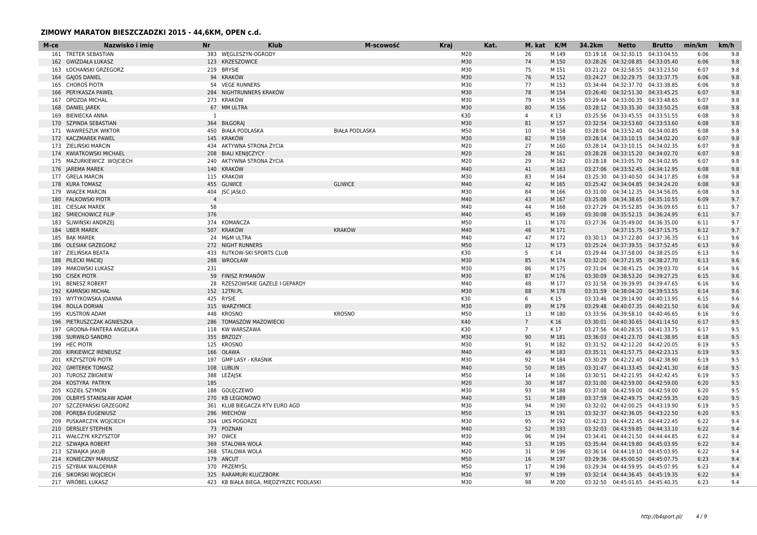## ZIMOWY MARATON BIESZCZADZKI 2015 - 44,6KM, OPEN c.d.

| M-ce | Nazwisko i imię | Nr | Klub | M-scowość | Kraj | Kat. | M. kat | K/M | 34.2km | Netto | Brutto | min/km | km/h |
|---|---|---|---|---|---|---|---|---|---|---|---|---|---|
| 161 | TRETER SEBASTIAN | 383 | WĘGLESZYN-OGRODY | | | M20 | 26 | M 149 | 03:19:18 | 04:32:30.15 | 04:33:04.55 | 6:06 | 9.8 |
| 162 | GWIZDAŁA ŁUKASZ | 123 | KRZESZOWICE | | | M30 | 74 | M 150 | 03:28:26 | 04:32:08.85 | 04:33:05.40 | 6:06 | 9.8 |
| 163 | ŁOCHAŃSKI GRZEGORZ | 219 | BRYSIE | | | M30 | 75 | M 151 | 03:21:22 | 04:32:58.55 | 04:33:23.50 | 6:07 | 9.8 |
| 164 | GAJOS DANIEL | 94 | KRAKÓW | | | M30 | 76 | M 152 | 03:24:27 | 04:32:29.75 | 04:33:37.75 | 6:06 | 9.8 |
| 165 | CHOROŚ PIOTR | 54 | VEGE RUNNERS | | | M30 | 77 | M 153 | 03:34:44 | 04:32:37.70 | 04:33:38.85 | 6:06 | 9.8 |
| 166 | PERYKASZA PAWEŁ | 284 | NIGHTRUNNERS KRAKÓW | | | M30 | 78 | M 154 | 03:26:40 | 04:32:51.30 | 04:33:45.25 | 6:07 | 9.8 |
| 167 | OPOZDA MICHAL | 273 | KRAKÓW | | | M30 | 79 | M 155 | 03:29:44 | 04:33:00.35 | 04:33:48.65 | 6:07 | 9.8 |
| 168 | DANIEL JAREK | 67 | MM ULTRA | | | M30 | 80 | M 156 | 03:28:12 | 04:33:35.30 | 04:33:50.25 | 6:08 | 9.8 |
| 169 | BIENIECKA ANNA | 1 | | | | K30 | 4 | K 13 | 03:25:56 | 04:33:45.55 | 04:33:51.55 | 6:08 | 9.8 |
| 170 | SZPINDA SEBASTIAN | 364 | BIŁGORAJ | | | M30 | 81 | M 157 | 03:32:54 | 04:33:53.60 | 04:33:53.60 | 6:08 | 9.8 |
| 171 | WAWRESZUK WIKTOR | 450 | BIAŁA PODLASKA | BIAŁA PODLASKA | | M50 | 10 | M 158 | 03:28:04 | 04:33:52.40 | 04:34:00.85 | 6:08 | 9.8 |
| 172 | KACZMAREK PAWEL | 145 | KRAKÓW | | | M30 | 82 | M 159 | 03:28:14 | 04:33:10.15 | 04:34:02.20 | 6:07 | 9.8 |
| 173 | ZIELIŃSKI MARCIN | 434 | AKTYWNA STRONA ŻYCIA | | | M20 | 27 | M 160 | 03:28:14 | 04:33:10.15 | 04:34:02.35 | 6:07 | 9.8 |
| 174 | KWIATKOWSKI MICHAEL | 208 | BIALI KENIJCZYCY | | | M20 | 28 | M 161 | 03:28:28 | 04:33:15.20 | 04:34:02.70 | 6:07 | 9.8 |
| 175 | MAZURKIEWICZ WOJCIECH | 240 | AKTYWNA STRONA ŻYCIA | | | M20 | 29 | M 162 | 03:28:18 | 04:33:05.70 | 04:34:02.95 | 6:07 | 9.8 |
| 176 | JAREMA MAREK | 140 | KRAKÓW | | | M40 | 41 | M 163 | 03:27:06 | 04:33:52.45 | 04:34:12.95 | 6:08 | 9.8 |
| 177 | GRELA MARCIN | 115 | KRAKOW | | | M30 | 83 | M 164 | 03:25:30 | 04:33:40.50 | 04:34:17.85 | 6:08 | 9.8 |
| 178 | KURA TOMASZ | 455 | GLIWICE | GLIWICE | | M40 | 42 | M 165 | 03:25:42 | 04:34:04.85 | 04:34:24.20 | 6:08 | 9.8 |
| 179 | WIĄCEK MARCIN | 404 | JSC JASŁO | | | M30 | 84 | M 166 | 03:31:00 | 04:34:12.35 | 04:34:56.05 | 6:08 | 9.8 |
| 180 | FALKOWSKI PIOTR | 4 | | | | M40 | 43 | M 167 | 03:25:08 | 04:34:38.65 | 04:35:10.55 | 6:09 | 9.7 |
| 181 | CIESLAK MAREK | 58 | | | | M40 | 44 | M 168 | 03:27:29 | 04:35:52.85 | 04:36:09.65 | 6:11 | 9.7 |
| 182 | ŚMIECHOWICZ FILIP | 376 | | | | M40 | 45 | M 169 | 03:30:08 | 04:35:52.15 | 04:36:24.95 | 6:11 | 9.7 |
| 183 | ŚLIWIŃSKI ANDRZEJ | 374 | KOMAŃCZA | | | M50 | 11 | M 170 | 03:27:36 | 04:35:49.00 | 04:36:35.00 | 6:11 | 9.7 |
| 184 | UBER MAREK | 507 | KRAKÓW | KRAKÓW | | M40 | 46 | M 171 | | 04:37:15.75 | 04:37:15.75 | 6:12 | 9.7 |
| 185 | BĄK MAREK | 24 | M&M ULTRA | | | M40 | 47 | M 172 | 03:30:13 | 04:37:22.80 | 04:37:36.35 | 6:13 | 9.6 |
| 186 | OLESIAK GRZEGORZ | 272 | NIGHT RUNNERS | | | M50 | 12 | M 173 | 03:25:24 | 04:37:39.55 | 04:37:52.45 | 6:13 | 9.6 |
| 187 | ZIELIŃSKA BEATA | 433 | RUTKOW-SKI SPORTS CLUB | | | K30 | 5 | K 14 | 03:29:44 | 04:37:58.00 | 04:38:25.05 | 6:13 | 9.6 |
| 188 | PILECKI MACIEJ | 288 | WROCŁAW | | | M30 | 85 | M 174 | 03:32:20 | 04:37:21.95 | 04:38:27.70 | 6:13 | 9.6 |
| 189 | MAKOWSKI ŁUKASZ | 231 | | | | M30 | 86 | M 175 | 03:31:04 | 04:38:41.25 | 04:39:03.70 | 6:14 | 9.6 |
| 190 | CISEK PIOTR | 59 | FINISZ RYMANÓW | | | M30 | 87 | M 176 | 03:30:09 | 04:38:53.20 | 04:39:27.25 | 6:15 | 9.6 |
| 191 | BENESZ ROBERT | 28 | RZESZOWSKIE GAZELE I GEPARDY | | | M40 | 48 | M 177 | 03:31:58 | 04:39:39.95 | 04:39:47.65 | 6:16 | 9.6 |
| 192 | KAMIŃSKI MICHAŁ | 152 | 12TRI.PL | | | M30 | 88 | M 178 | 03:31:59 | 04:38:04.20 | 04:39:53.55 | 6:14 | 9.6 |
| 193 | WYTYKOWSKA JOANNA | 425 | RYSIE | | | K30 | 6 | K 15 | 03:33:46 | 04:39:14.90 | 04:40:13.95 | 6:15 | 9.6 |
| 194 | ROLLA DORIAN | 315 | WARZYMICE | | | M30 | 89 | M 179 | 03:29:48 | 04:40:07.35 | 04:40:21.50 | 6:16 | 9.6 |
| 195 | KUSTROŃ ADAM | 448 | KROSNO | KROSNO | | M50 | 13 | M 180 | 03:33:56 | 04:39:58.10 | 04:40:46.65 | 6:16 | 9.6 |
| 196 | PIETRUSZCZAK AGNIESZKA | 286 | TOMASZÓW MAZOWIECKI | | | K40 | 7 | K 16 | 03:30:01 | 04:40:30.65 | 04:41:14.50 | 6:17 | 9.5 |
| 197 | GRODNA-PANTERA ANGELIKA | 118 | KW WARSZAWA | | | K30 | 7 | K 17 | 03:27:56 | 04:40:28.55 | 04:41:33.75 | 6:17 | 9.5 |
| 198 | SURWIŁO SANDRO | 355 | BRZOZY | | | M30 | 90 | M 181 | 03:36:03 | 04:41:23.70 | 04:41:38.95 | 6:18 | 9.5 |
| 199 | HEC PIOTR | 125 | KROSNO | | | M30 | 91 | M 182 | 03:31:52 | 04:42:12.20 | 04:42:20.05 | 6:19 | 9.5 |
| 200 | KIRKIEWICZ IRENEUSZ | 166 | OŁAWA | | | M40 | 49 | M 183 | 03:35:11 | 04:41:57.75 | 04:42:23.15 | 6:19 | 9.5 |
| 201 | KRZYSZTOŃ PIOTR | 197 | GMP LASY - KRAŚNIK | | | M30 | 92 | M 184 | 03:30:29 | 04:42:22.40 | 04:42:38.90 | 6:19 | 9.5 |
| 202 | GMITEREK TOMASZ | 108 | LUBLIN | | | M40 | 50 | M 185 | 03:31:47 | 04:41:33.45 | 04:42:41.30 | 6:18 | 9.5 |
| 203 | TUROSZ ZBIGNIEW | 388 | LEŻAJSK | | | M50 | 14 | M 186 | 03:30:51 | 04:42:21.95 | 04:42:42.45 | 6:19 | 9.5 |
| 204 | KOSTYRA PATRYK | 185 | | | | M20 | 30 | M 187 | 03:31:00 | 04:42:59.00 | 04:42:59.00 | 6:20 | 9.5 |
| 205 | KOZIEŁ SZYMON | 188 | GOLĘCZEWO | | | M30 | 93 | M 188 | 03:37:08 | 04:42:59.00 | 04:42:59.00 | 6:20 | 9.5 |
| 206 | OLBRYŚ STANISŁAW ADAM | 270 | KB LEGIONOWO | | | M40 | 51 | M 189 | 03:37:59 | 04:42:49.75 | 04:42:59.35 | 6:20 | 9.5 |
| 207 | SZCZEPAŃSKI GRZEGORZ | 361 | KLUB BIEGACZA RTV EURO AGD | | | M30 | 94 | M 190 | 03:32:02 | 04:42:00.25 | 04:43:19.90 | 6:19 | 9.5 |
| 208 | PORĘBA EUGENIUSZ | 296 | MIECHÓW | | | M50 | 15 | M 191 | 03:32:37 | 04:42:36.05 | 04:43:22.50 | 6:20 | 9.5 |
| 209 | PUSKARCZYK WOJCIECH | 304 | UKS POGORZE | | | M30 | 95 | M 192 | 03:42:33 | 04:44:22.45 | 04:44:22.45 | 6:22 | 9.4 |
| 210 | DERSLEY STEPHEN | 73 | POZNAN | | | M40 | 52 | M 193 | 03:32:03 | 04:43:59.85 | 04:44:33.10 | 6:22 | 9.4 |
| 211 | WAŁCZYK KRZYSZTOF | 397 | OWCE | | | M30 | 96 | M 194 | 03:34:41 | 04:44:21.50 | 04:44:44.85 | 6:22 | 9.4 |
| 212 | SZWAJKA ROBERT | 369 | STALOWA WOLA | | | M40 | 53 | M 195 | 03:35:44 | 04:44:19.80 | 04:45:03.95 | 6:22 | 9.4 |
| 213 | SZWAJKA JAKUB | 368 | STALOWA WOLA | | | M20 | 31 | M 196 | 03:36:14 | 04:44:19.10 | 04:45:03.95 | 6:22 | 9.4 |
| 214 | KONIECZNY MARIUSZ | 179 | AŃCUT | | | M50 | 16 | M 197 | 03:29:36 | 04:45:00.50 | 04:45:07.75 | 6:23 | 9.4 |
| 215 | SZYBIAK WALDEMAR | 370 | PRZEMYŚL | | | M50 | 17 | M 198 | 03:29:34 | 04:44:59.95 | 04:45:07.95 | 6:23 | 9.4 |
| 216 | SIKORSKI WOJCIECH | 325 | RARAMURI KLUCZBORK | | | M30 | 97 | M 199 | 03:32:14 | 04:44:36.45 | 04:45:19.35 | 6:22 | 9.4 |
| 217 | WRÓBEL ŁUKASZ | 423 | KB BIAŁA BIEGA, MIĘDZYRZEC PODLASKI | | | M30 | 98 | M 200 | 03:32:50 | 04:45:01.65 | 04:45:40.35 | 6:23 | 9.4 |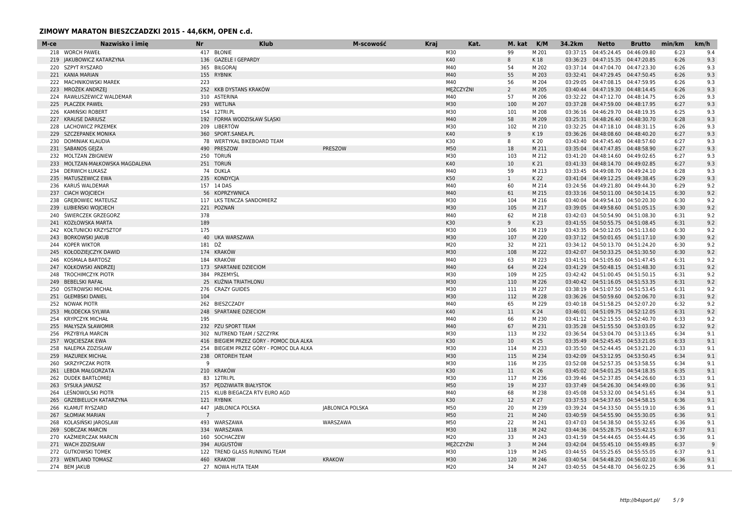## ZIMOWY MARATON BIESZCZADZKI 2015 - 44,6KM, OPEN c.d.

| M-ce | Nazwisko i imię | Nr | Klub | M-scowość | Kraj | Kat. | M. kat | K/M | 34.2km | Netto | Brutto | min/km | km/h |
|---|---|---|---|---|---|---|---|---|---|---|---|---|---|
| 218 | WORCH PAWEŁ | 417 | BŁONIE | | | M30 | 99 | M 201 | 03:37:15 | 04:45:24.45 | 04:46:09.80 | 6:23 | 9.4 |
| 219 | JAKUBOWICZ KATARZYNA | 136 | GAZELE I GEPARDY | | | K40 | 8 | K 18 | 03:36:23 | 04:47:15.35 | 04:47:20.85 | 6:26 | 9.3 |
| 220 | SZPYT RYSZARD | 365 | BIŁGORAJ | | | M40 | 54 | M 202 | 03:37:14 | 04:47:04.70 | 04:47:23.30 | 6:26 | 9.3 |
| 221 | KANIA MARIAN | 155 | RYBNIK | | | M40 | 55 | M 203 | 03:32:41 | 04:47:29.45 | 04:47:50.45 | 6:26 | 9.3 |
| 222 | MACHNIKOWSKI MAREK | 223 | | | | M40 | 56 | M 204 | 03:29:05 | 04:47:08.15 | 04:47:59.95 | 6:26 | 9.3 |
| 223 | MROŻEK ANDRZEJ | 252 | KKB DYSTANS KRAKÓW | | | MĘŻCZYŹNI | 2 | M 205 | 03:40:44 | 04:47:19.30 | 04:48:14.45 | 6:26 | 9.3 |
| 224 | RAWŁUSZEWICZ WALDEMAR | 310 | ASTERINA | | | M40 | 57 | M 206 | 03:32:22 | 04:47:12.70 | 04:48:14.75 | 6:26 | 9.3 |
| 225 | PLACZEK PAWEŁ | 293 | WETLINA | | | M30 | 100 | M 207 | 03:37:28 | 04:47:59.00 | 04:48:17.95 | 6:27 | 9.3 |
| 226 | KAMIŃSKI ROBERT | 154 | 12TRI.PL | | | M30 | 101 | M 208 | 03:36:16 | 04:46:29.70 | 04:48:19.35 | 6:25 | 9.3 |
| 227 | KRAUSE DARIUSZ | 192 | FORMA WODZISŁAW ŚLĄSKI | | | M40 | 58 | M 209 | 03:25:31 | 04:48:26.40 | 04:48:30.70 | 6:28 | 9.3 |
| 228 | LACHOWICZ PRZEMEK | 209 | LIBERTÓW | | | M30 | 102 | M 210 | 03:32:25 | 04:47:18.10 | 04:48:31.15 | 6:26 | 9.3 |
| 229 | SZCZEPANEK MONIKA | 360 | SPORT.SANEA.PL | | | K40 | 9 | K 19 | 03:36:26 | 04:48:08.60 | 04:48:40.20 | 6:27 | 9.3 |
| 230 | DOMINIAK KLAUDIA | 78 | WERTYKAL BIKEBOARD TEAM | | | K30 | 8 | K 20 | 03:43:40 | 04:47:45.40 | 04:48:57.60 | 6:27 | 9.3 |
| 231 | SABANOS GEJZA | 490 | PRESZOW | PRESZOW | | M50 | 18 | M 211 | 03:35:04 | 04:47:47.85 | 04:48:58.90 | 6:27 | 9.3 |
| 232 | MOLTZAN ZBIGNIEW | 250 | TORUŃ | | | M30 | 103 | M 212 | 03:41:20 | 04:48:14.60 | 04:49:02.65 | 6:27 | 9.3 |
| 233 | MOLTZAN-MAŁKOWSKA MAGDALENA | 251 | TORUŃ | | | K40 | 10 | K 21 | 03:41:33 | 04:48:14.70 | 04:49:02.85 | 6:27 | 9.3 |
| 234 | DERWICH ŁUKASZ | 74 | DUKLA | | | M40 | 59 | M 213 | 03:33:45 | 04:49:08.70 | 04:49:24.10 | 6:28 | 9.3 |
| 235 | MATUSZEWICZ EWA | 235 | KONDYCJA | | | K50 | 1 | K 22 | 03:41:04 | 04:49:12.25 | 04:49:38.45 | 6:29 | 9.3 |
| 236 | KARUŚ WALDEMAR | 157 | 14 DAS | | | M40 | 60 | M 214 | 03:24:56 | 04:49:21.80 | 04:49:44.30 | 6:29 | 9.2 |
| 237 | CIACH WOJCIECH | 56 | KOPRZYWNICA | | | M40 | 61 | M 215 | 03:33:16 | 04:50:11.00 | 04:50:14.15 | 6:30 | 9.2 |
| 238 | GRĘBOWIEC MATEUSZ | 117 | LKS TENCZA SANDOMIERZ | | | M30 | 104 | M 216 | 03:40:04 | 04:49:54.10 | 04:50:20.30 | 6:30 | 9.2 |
| 239 | ŁUBIEŃSKI WOJCIECH | 221 | POZNAŃ | | | M30 | 105 | M 217 | 03:39:05 | 04:49:58.60 | 04:51:05.15 | 6:30 | 9.2 |
| 240 | ŚWIERCZEK GRZEGORZ | 378 | | | | M40 | 62 | M 218 | 03:42:03 | 04:50:54.90 | 04:51:08.30 | 6:31 | 9.2 |
| 241 | KOZŁOWSKA MARTA | 189 | | | | K30 | 9 | K 23 | 03:41:55 | 04:50:55.75 | 04:51:08.45 | 6:31 | 9.2 |
| 242 | KOŁTUNICKI KRZYSZTOF | 175 | | | | M30 | 106 | M 219 | 03:43:35 | 04:50:12.05 | 04:51:13.60 | 6:30 | 9.2 |
| 243 | BORKOWSKI JAKUB | 40 | UKA WARSZAWA | | | M30 | 107 | M 220 | 03:37:12 | 04:50:01.65 | 04:51:17.10 | 6:30 | 9.2 |
| 244 | KOPER WIKTOR | 181 | DŻ | | | M20 | 32 | M 221 | 03:34:12 | 04:50:13.70 | 04:51:24.20 | 6:30 | 9.2 |
| 245 | KOŁODZIEJCZYK DAWID | 174 | KRAKÓW | | | M30 | 108 | M 222 | 03:42:07 | 04:50:33.25 | 04:51:30.50 | 6:30 | 9.2 |
| 246 | KOSMALA BARTOSZ | 184 | KRAKÓW | | | M40 | 63 | M 223 | 03:41:51 | 04:51:05.60 | 04:51:47.45 | 6:31 | 9.2 |
| 247 | KOŁKOWSKI ANDRZEJ | 173 | SPARTANIE DZIECIOM | | | M40 | 64 | M 224 | 03:41:29 | 04:50:48.15 | 04:51:48.30 | 6:31 | 9.2 |
| 248 | TROCHIMCZYK PIOTR | 384 | PRZEMYŚL | | | M30 | 109 | M 225 | 03:42:42 | 04:51:00.45 | 04:51:50.15 | 6:31 | 9.2 |
| 249 | BEBELSKI RAFAŁ | 25 | KUŹNIA TRIATHLONU | | | M30 | 110 | M 226 | 03:40:42 | 04:51:16.05 | 04:51:53.35 | 6:31 | 9.2 |
| 250 | OSTROWSKI MICHAŁ | 276 | CRAZY GUIDES | | | M30 | 111 | M 227 | 03:38:19 | 04:51:07.50 | 04:51:53.45 | 6:31 | 9.2 |
| 251 | GŁEMBSKI DANIEL | 104 | | | | M30 | 112 | M 228 | 03:36:26 | 04:50:59.60 | 04:52:06.70 | 6:31 | 9.2 |
| 252 | NOWAK PIOTR | 262 | BIESZCZADY | | | M40 | 65 | M 229 | 03:40:18 | 04:51:58.25 | 04:52:07.20 | 6:32 | 9.2 |
| 253 | MŁODECKA SYLWIA | 248 | SPARTANIE DZIECIOM | | | K40 | 11 | K 24 | 03:46:01 | 04:51:09.75 | 04:52:12.05 | 6:31 | 9.2 |
| 254 | KRYPCZYK MICHAŁ | 195 | | | | M40 | 66 | M 230 | 03:41:12 | 04:52:15.55 | 04:52:40.70 | 6:33 | 9.2 |
| 255 | MAŁYSZA SŁAWOMIR | 232 | PZU SPORT TEAM | | | M40 | 67 | M 231 | 03:35:28 | 04:51:55.50 | 04:53:03.05 | 6:32 | 9.2 |
| 256 | PRZYBYŁA MARCIN | 302 | NUTREND TEAM / SZCZYRK | | | M30 | 113 | M 232 | 03:36:54 | 04:53:04.70 | 04:53:13.65 | 6:34 | 9.1 |
| 257 | WOJCIESZAK EWA | 416 | BIEGIEM PRZEZ GÓRY - POMOC DLA ALKA | | | K30 | 10 | K 25 | 03:35:49 | 04:52:45.45 | 04:53:21.05 | 6:33 | 9.1 |
| 258 | NALEPKA ZDZISŁAW | 254 | BIEGIEM PRZEZ GÓRY - POMOC DLA ALKA | | | M30 | 114 | M 233 | 03:35:50 | 04:52:44.45 | 04:53:21.20 | 6:33 | 9.1 |
| 259 | MAZUREK MICHAŁ | 238 | ORTOREH TEAM | | | M30 | 115 | M 234 | 03:42:09 | 04:53:12.95 | 04:53:50.45 | 6:34 | 9.1 |
| 260 | SKRZYPCZAK PIOTR | 9 | | | | M30 | 116 | M 235 | 03:52:08 | 04:52:57.35 | 04:53:58.55 | 6:34 | 9.1 |
| 261 | LEBDA MAŁGORZATA | 210 | KRAKÓW | | | K30 | 11 | K 26 | 03:45:02 | 04:54:01.25 | 04:54:18.35 | 6:35 | 9.1 |
| 262 | DUDEK BARTŁOMIEJ | 83 | 12TRI.PL | | | M30 | 117 | M 236 | 03:39:46 | 04:52:37.85 | 04:54:26.60 | 6:33 | 9.1 |
| 263 | SYSUŁA JANUSZ | 357 | PĘDZIWIATR BIAŁYSTOK | | | M50 | 19 | M 237 | 03:37:49 | 04:54:26.30 | 04:54:49.00 | 6:36 | 9.1 |
| 264 | LEŚNOWOLSKI PIOTR | 215 | KLUB BIEGACZA RTV EURO AGD | | | M40 | 68 | M 238 | 03:45:08 | 04:53:32.00 | 04:54:51.65 | 6:34 | 9.1 |
| 265 | GRZEBIELUCH KATARZYNA | 121 | RYBNIK | | | K30 | 12 | K 27 | 03:37:53 | 04:54:37.65 | 04:54:58.15 | 6:36 | 9.1 |
| 266 | KLAMUT RYSZARD | 447 | JABLONICA POLSKA | JABLONICA POLSKA | | M50 | 20 | M 239 | 03:39:24 | 04:54:33.50 | 04:55:19.10 | 6:36 | 9.1 |
| 267 | SŁOMIAK MARIAN | 7 | | | | M50 | 21 | M 240 | 03:40:59 | 04:54:55.90 | 04:55:30.05 | 6:36 | 9.1 |
| 268 | KOLASIŃSKI JAROSLAW | 493 | WARSZAWA | WARSZAWA | | M50 | 22 | M 241 | 03:47:03 | 04:54:38.50 | 04:55:32.65 | 6:36 | 9.1 |
| 269 | SOBCZAK MARCIN | 334 | WARSZAWA | | | M30 | 118 | M 242 | 03:44:36 | 04:55:28.75 | 04:55:42.15 | 6:37 | 9.1 |
| 270 | KAŹMIERCZAK MARCIN | 160 | SOCHACZEW | | | M20 | 33 | M 243 | 03:41:59 | 04:54:44.65 | 04:55:44.45 | 6:36 | 9.1 |
| 271 | WACH ZDZISŁAW | 394 | AUGUSTÓW | | | MĘŻCZYŹNI | 3 | M 244 | 03:42:04 | 04:55:45.10 | 04:55:49.85 | 6:37 | 9 |
| 272 | GUTKOWSKI TOMEK | 122 | TREND GLASS RUNNING TEAM | | | M30 | 119 | M 245 | 03:44:55 | 04:55:25.65 | 04:55:55.05 | 6:37 | 9.1 |
| 273 | WENTLAND TOMASZ | 460 | KRAKOW | KRAKOW | | M30 | 120 | M 246 | 03:40:54 | 04:54:48.20 | 04:56:02.10 | 6:36 | 9.1 |
| 274 | BEM JAKUB | 27 | NOWA HUTA TEAM | | | M20 | 34 | M 247 | 03:40:55 | 04:54:48.70 | 04:56:02.25 | 6:36 | 9.1 |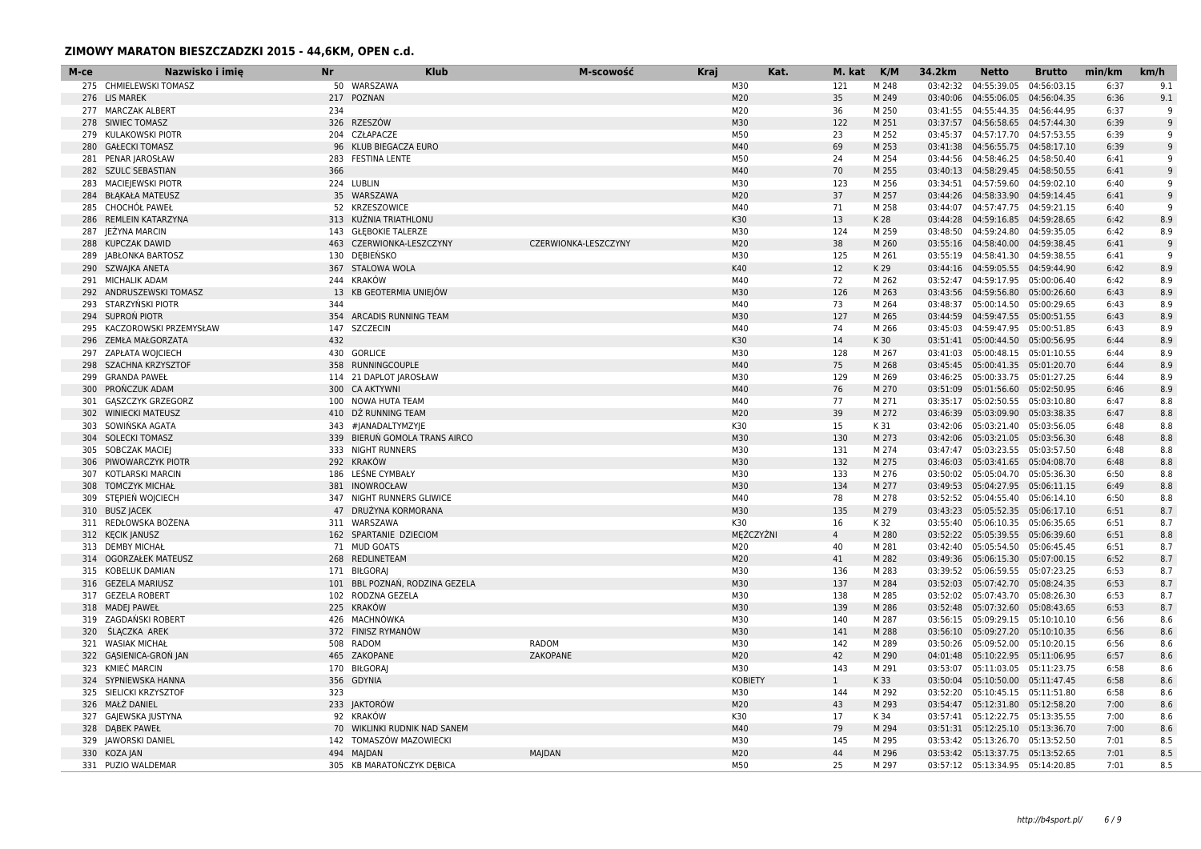## ZIMOWY MARATON BIESZCZADZKI 2015 - 44,6KM, OPEN c.d.

| M-ce | Nazwisko i imię | Nr | Klub | M-scowość | Kraj | Kat. | M. kat | K/M | 34.2km | Netto | Brutto | min/km | km/h |
|---|---|---|---|---|---|---|---|---|---|---|---|---|---|
| 275 | CHMIELEWSKI TOMASZ | 50 | WARSZAWA | | | M30 | 121 | M 248 | 03:42:32 | 04:55:39.05 | 04:56:03.15 | 6:37 | 9.1 |
| 276 | LIS MAREK | 217 | POZNAN | | | M20 | 35 | M 249 | 03:40:06 | 04:55:06.05 | 04:56:04.35 | 6:36 | 9.1 |
| 277 | MARCZAK ALBERT | 234 | | | | M20 | 36 | M 250 | 03:41:55 | 04:55:44.35 | 04:56:44.95 | 6:37 | 9 |
| 278 | SIWIEC TOMASZ | 326 | RZESZÓW | | | M30 | 122 | M 251 | 03:37:57 | 04:56:58.65 | 04:57:44.30 | 6:39 | 9 |
| 279 | KULAKOWSKI PIOTR | 204 | CZŁAPACZE | | | M50 | 23 | M 252 | 03:45:37 | 04:57:17.70 | 04:57:53.55 | 6:39 | 9 |
| 280 | GAŁECKI TOMASZ | 96 | KLUB BIEGACZA EURO | | | M40 | 69 | M 253 | 03:41:38 | 04:56:55.75 | 04:58:17.10 | 6:39 | 9 |
| 281 | PENAR JAROSŁAW | 283 | FESTINA LENTE | | | M50 | 24 | M 254 | 03:44:56 | 04:58:46.25 | 04:58:50.40 | 6:41 | 9 |
| 282 | SZULC SEBASTIAN | 366 | | | | M40 | 70 | M 255 | 03:40:13 | 04:58:29.45 | 04:58:50.55 | 6:41 | 9 |
| 283 | MACIEJEWSKI PIOTR | 224 | LUBLIN | | | M30 | 123 | M 256 | 03:34:51 | 04:57:59.60 | 04:59:02.10 | 6:40 | 9 |
| 284 | BŁĄKAŁA MATEUSZ | 35 | WARSZAWA | | | M20 | 37 | M 257 | 03:44:26 | 04:58:33.90 | 04:59:14.45 | 6:41 | 9 |
| 285 | CHOCHÓŁ PAWEŁ | 52 | KRZESZOWICE | | | M40 | 71 | M 258 | 03:44:07 | 04:57:47.75 | 04:59:21.15 | 6:40 | 9 |
| 286 | REMLEIN KATARZYNA | 313 | KUŹNIA TRIATHLONU | | | K30 | 13 | K 28 | 03:44:28 | 04:59:16.85 | 04:59:28.65 | 6:42 | 8.9 |
| 287 | JEŻYNA MARCIN | 143 | GŁĘBOKIE TALERZE | | | M30 | 124 | M 259 | 03:48:50 | 04:59:24.80 | 04:59:35.05 | 6:42 | 8.9 |
| 288 | KUPCZAK DAWID | 463 | CZERWIONKA-LESZCZYNY | CZERWIONKA-LESZCZYNY | | M20 | 38 | M 260 | 03:55:16 | 04:58:40.00 | 04:59:38.45 | 6:41 | 9 |
| 289 | JABŁONKA BARTOSZ | 130 | DĘBIEŃSKO | | | M30 | 125 | M 261 | 03:55:19 | 04:58:41.30 | 04:59:38.55 | 6:41 | 9 |
| 290 | SZWAJKA ANETA | 367 | STALOWA WOLA | | | K40 | 12 | K 29 | 03:44:16 | 04:59:05.55 | 04:59:44.90 | 6:42 | 8.9 |
| 291 | MICHALIK ADAM | 244 | KRAKÓW | | | M40 | 72 | M 262 | 03:52:47 | 04:59:17.95 | 05:00:06.40 | 6:42 | 8.9 |
| 292 | ANDRUSZEWSKI TOMASZ | 13 | KB GEOTERMIA UNIEJÓW | | | M30 | 126 | M 263 | 03:43:56 | 04:59:56.80 | 05:00:26.60 | 6:43 | 8.9 |
| 293 | STARZYŃSKI PIOTR | 344 | | | | M40 | 73 | M 264 | 03:48:37 | 05:00:14.50 | 05:00:29.65 | 6:43 | 8.9 |
| 294 | SUPROŃ PIOTR | 354 | ARCADIS RUNNING TEAM | | | M30 | 127 | M 265 | 03:44:59 | 04:59:47.55 | 05:00:51.55 | 6:43 | 8.9 |
| 295 | KACZOROWSKI PRZEMYSŁAW | 147 | SZCZECIN | | | M40 | 74 | M 266 | 03:45:03 | 04:59:47.95 | 05:00:51.85 | 6:43 | 8.9 |
| 296 | ZEMŁA MAŁGORZATA | 432 | | | | K30 | 14 | K 30 | 03:51:41 | 05:00:44.50 | 05:00:56.95 | 6:44 | 8.9 |
| 297 | ZAPŁATA WOJCIECH | 430 | GORLICE | | | M30 | 128 | M 267 | 03:41:03 | 05:00:48.15 | 05:01:10.55 | 6:44 | 8.9 |
| 298 | SZACHNA KRZYSZTOF | 358 | RUNNINGCOUPLE | | | M40 | 75 | M 268 | 03:45:45 | 05:00:41.35 | 05:01:20.70 | 6:44 | 8.9 |
| 299 | GRANDA PAWEŁ | 114 | 21 DAPLOT JAROSŁAW | | | M30 | 129 | M 269 | 03:46:25 | 05:00:33.75 | 05:01:27.25 | 6:44 | 8.9 |
| 300 | PROŃCZUK ADAM | 300 | CA AKTYWNI | | | M40 | 76 | M 270 | 03:51:09 | 05:01:56.60 | 05:02:50.95 | 6:46 | 8.9 |
| 301 | GĄSZCZYK GRZEGORZ | 100 | NOWA HUTA TEAM | | | M40 | 77 | M 271 | 03:35:17 | 05:02:50.55 | 05:03:10.80 | 6:47 | 8.8 |
| 302 | WINIECKI MATEUSZ | 410 | DŻ RUNNING TEAM | | | M20 | 39 | M 272 | 03:46:39 | 05:03:09.90 | 05:03:38.35 | 6:47 | 8.8 |
| 303 | SOWIŃSKA AGATA | 343 | #JANADALTYMZYJE | | | K30 | 15 | K 31 | 03:42:06 | 05:03:21.40 | 05:03:56.05 | 6:48 | 8.8 |
| 304 | SOLECKI TOMASZ | 339 | BIERUŃ GOMOLA TRANS AIRCO | | | M30 | 130 | M 273 | 03:42:06 | 05:03:21.05 | 05:03:56.30 | 6:48 | 8.8 |
| 305 | SOBCZAK MACIEJ | 333 | NIGHT RUNNERS | | | M30 | 131 | M 274 | 03:47:47 | 05:03:23.55 | 05:03:57.50 | 6:48 | 8.8 |
| 306 | PIWOWARCZYK PIOTR | 292 | KRAKÓW | | | M30 | 132 | M 275 | 03:46:03 | 05:03:41.65 | 05:04:08.70 | 6:48 | 8.8 |
| 307 | KOTLARSKI MARCIN | 186 | LEŚNE CYMBAŁY | | | M30 | 133 | M 276 | 03:50:02 | 05:05:04.70 | 05:05:36.30 | 6:50 | 8.8 |
| 308 | TOMCZYK MICHAŁ | 381 | INOWROCŁAW | | | M30 | 134 | M 277 | 03:49:53 | 05:04:27.95 | 05:06:11.15 | 6:49 | 8.8 |
| 309 | STĘPIEŃ WOJCIECH | 347 | NIGHT RUNNERS GLIWICE | | | M40 | 78 | M 278 | 03:52:52 | 05:04:55.40 | 05:06:14.10 | 6:50 | 8.8 |
| 310 | BUSZ JACEK | 47 | DRUŻYNA KORMORANA | | | M30 | 135 | M 279 | 03:43:23 | 05:05:52.35 | 05:06:17.10 | 6:51 | 8.7 |
| 311 | REDŁOWSKA BOŻENA | 311 | WARSZAWA | | | K30 | 16 | K 32 | 03:55:40 | 05:06:10.35 | 05:06:35.65 | 6:51 | 8.7 |
| 312 | KĘCIK JANUSZ | 162 | SPARTANIE DZIECIOM | | | MĘŻCZYŹNI | 4 | M 280 | 03:52:22 | 05:05:39.55 | 05:06:39.60 | 6:51 | 8.8 |
| 313 | DEMBY MICHAŁ | 71 | MUD GOATS | | | M20 | 40 | M 281 | 03:42:40 | 05:05:54.50 | 05:06:45.45 | 6:51 | 8.7 |
| 314 | OGORZAŁEK MATEUSZ | 268 | REDLINETEAM | | | M20 | 41 | M 282 | 03:49:36 | 05:06:15.30 | 05:07:00.15 | 6:52 | 8.7 |
| 315 | KOBELUK DAMIAN | 171 | BIŁGORAJ | | | M30 | 136 | M 283 | 03:39:52 | 05:06:59.55 | 05:07:23.25 | 6:53 | 8.7 |
| 316 | GEZELA MARIUSZ | 101 | BBL POZNAŃ, RODZINA GEZELA | | | M30 | 137 | M 284 | 03:52:03 | 05:07:42.70 | 05:08:24.35 | 6:53 | 8.7 |
| 317 | GEZELA ROBERT | 102 | RODZNA GEZELA | | | M30 | 138 | M 285 | 03:52:02 | 05:07:43.70 | 05:08:26.30 | 6:53 | 8.7 |
| 318 | MADEJ PAWEŁ | 225 | KRAKÓW | | | M30 | 139 | M 286 | 03:52:48 | 05:07:32.60 | 05:08:43.65 | 6:53 | 8.7 |
| 319 | ZAGDAŃSKI ROBERT | 426 | MACHNÓWKA | | | M30 | 140 | M 287 | 03:56:15 | 05:09:29.15 | 05:10:10.10 | 6:56 | 8.6 |
| 320 | ŚLĄCZKA AREK | 372 | FINISZ RYMANÓW | | | M30 | 141 | M 288 | 03:56:10 | 05:09:27.20 | 05:10:10.35 | 6:56 | 8.6 |
| 321 | WASIAK MICHAŁ | 508 | RADOM | RADOM | | M30 | 142 | M 289 | 03:50:26 | 05:09:52.00 | 05:10:20.15 | 6:56 | 8.6 |
| 322 | GĄSIENICA-GROŃ JAN | 465 | ZAKOPANE | ZAKOPANE | | M20 | 42 | M 290 | 04:01:48 | 05:10:22.95 | 05:11:06.95 | 6:57 | 8.6 |
| 323 | KMIEĆ MARCIN | 170 | BIŁGORAJ | | | M30 | 143 | M 291 | 03:53:07 | 05:11:03.05 | 05:11:23.75 | 6:58 | 8.6 |
| 324 | SYPNIEWSKA HANNA | 356 | GDYNIA | | | KOBIETY | 1 | K 33 | 03:50:04 | 05:10:50.00 | 05:11:47.45 | 6:58 | 8.6 |
| 325 | SIELICKI KRZYSZTOF | 323 | | | | M30 | 144 | M 292 | 03:52:20 | 05:10:45.15 | 05:11:51.80 | 6:58 | 8.6 |
| 326 | MAŁŻ DANIEL | 233 | JAKTORÓW | | | M20 | 43 | M 293 | 03:54:47 | 05:12:31.80 | 05:12:58.20 | 7:00 | 8.6 |
| 327 | GAJEWSKA JUSTYNA | 92 | KRAKÓW | | | K30 | 17 | K 34 | 03:57:41 | 05:12:22.75 | 05:13:35.55 | 7:00 | 8.6 |
| 328 | DĄBEK PAWEŁ | 70 | WIKLINKI RUDNIK NAD SANEM | | | M40 | 79 | M 294 | 03:51:31 | 05:12:25.10 | 05:13:36.70 | 7:00 | 8.6 |
| 329 | JAWORSKI DANIEL | 142 | TOMASZÓW MAZOWIECKI | | | M30 | 145 | M 295 | 03:53:42 | 05:13:26.70 | 05:13:52.50 | 7:01 | 8.5 |
| 330 | KOZA JAN | 494 | MAJDAN | MAJDAN | | M20 | 44 | M 296 | 03:53:42 | 05:13:37.75 | 05:13:52.65 | 7:01 | 8.5 |
| 331 | PUZIO WALDEMAR | 305 | KB MARATOŃCZYK DĘBICA | | | M50 | 25 | M 297 | 03:57:12 | 05:13:34.95 | 05:14:20.85 | 7:01 | 8.5 |

http://b4sport.pl/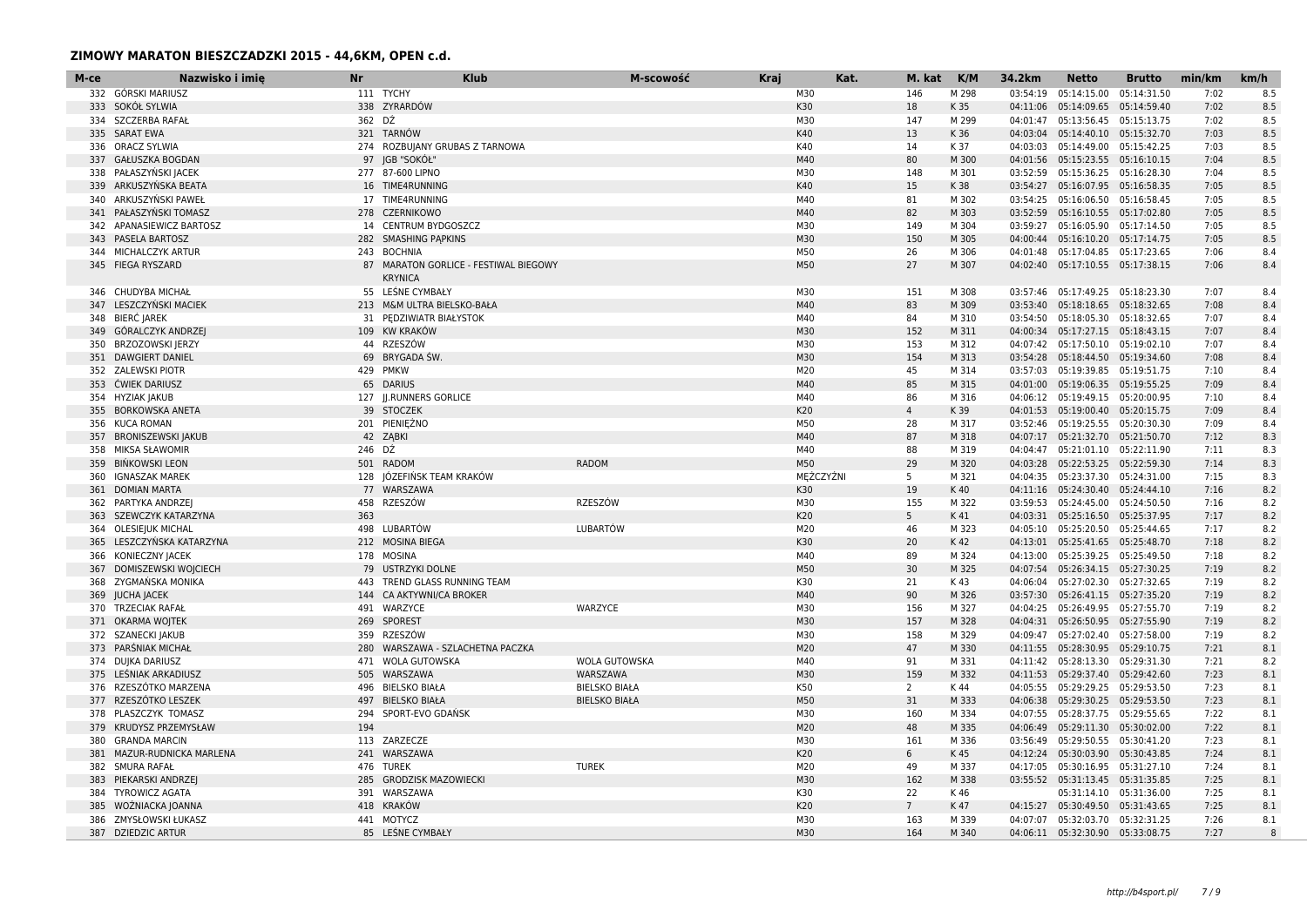## ZIMOWY MARATON BIESZCZADZKI 2015 - 44,6KM, OPEN c.d.

| M-ce | Nazwisko i imię | Nr | Klub | M-scowość | Kraj | Kat. | M. kat | K/M | 34.2km | Netto | Brutto | min/km | km/h |
|---|---|---|---|---|---|---|---|---|---|---|---|---|---|
| 332 | GÓRSKI MARIUSZ | 111 | TYCHY | | | M30 | 146 | M 298 | 03:54:19 | 05:14:15.00 | 05:14:31.50 | 7:02 | 8.5 |
| 333 | SOKÓŁ SYLWIA | 338 | ZYRARDÓW | | | K30 | 18 | K 35 | 04:11:06 | 05:14:09.65 | 05:14:59.40 | 7:02 | 8.5 |
| 334 | SZCZERBA RAFAŁ | 362 | DŹ | | | M30 | 147 | M 299 | 04:01:47 | 05:13:56.45 | 05:15:13.75 | 7:02 | 8.5 |
| 335 | SARAT EWA | 321 | TARNÓW | | | K40 | 13 | K 36 | 04:03:04 | 05:14:40.10 | 05:15:32.70 | 7:03 | 8.5 |
| 336 | ORACZ SYLWIA | 274 | ROZBUJANY GRUBAS Z TARNOWA | | | K40 | 14 | K 37 | 04:03:03 | 05:14:49.00 | 05:15:42.25 | 7:03 | 8.5 |
| 337 | GAŁUSZKA BOGDAN | 97 | JGB "SOKÓŁ" | | | M40 | 80 | M 300 | 04:01:56 | 05:15:23.55 | 05:16:10.15 | 7:04 | 8.5 |
| 338 | PAŁASZYŃSKI JACEK | 277 | 87-600 LIPNO | | | M30 | 148 | M 301 | 03:52:59 | 05:15:36.25 | 05:16:28.30 | 7:04 | 8.5 |
| 339 | ARKUSZYŃSKA BEATA | 16 | TIME4RUNNING | | | K40 | 15 | K 38 | 03:54:27 | 05:16:07.95 | 05:16:58.35 | 7:05 | 8.5 |
| 340 | ARKUSZYŃSKI PAWEŁ | 17 | TIME4RUNNING | | | M40 | 81 | M 302 | 03:54:25 | 05:16:06.50 | 05:16:58.45 | 7:05 | 8.5 |
| 341 | PAŁASZYŃSKI TOMASZ | 278 | CZERNIKOWO | | | M40 | 82 | M 303 | 03:52:59 | 05:16:10.55 | 05:17:02.80 | 7:05 | 8.5 |
| 342 | APANASIEWICZ BARTOSZ | 14 | CENTRUM BYDGOSZCZ | | | M30 | 149 | M 304 | 03:59:27 | 05:16:05.90 | 05:17:14.50 | 7:05 | 8.5 |
| 343 | PASELA BARTOSZ | 282 | SMASHING PĄPKINS | | | M30 | 150 | M 305 | 04:00:44 | 05:16:10.20 | 05:17:14.75 | 7:05 | 8.5 |
| 344 | MICHALCZYK ARTUR | 243 | BOCHNIA | | | M50 | 26 | M 306 | 04:01:48 | 05:17:04.85 | 05:17:23.65 | 7:06 | 8.4 |
| 345 | FIEGA RYSZARD | 87 | MARATON GORLICE - FESTIWAL BIEGOWY KRYNICA | | | M50 | 27 | M 307 | 04:02:40 | 05:17:10.55 | 05:17:38.15 | 7:06 | 8.4 |
| 346 | CHUDYBA MICHAŁ | 55 | LEŚNE CYMBAŁY | | | M30 | 151 | M 308 | 03:57:46 | 05:17:49.25 | 05:18:23.30 | 7:07 | 8.4 |
| 347 | LESZCZYŃSKI MACIEK | 213 | M&M ULTRA BIELSKO-BAŁA | | | M40 | 83 | M 309 | 03:53:40 | 05:18:18.65 | 05:18:32.65 | 7:08 | 8.4 |
| 348 | BIERĆ JAREK | 31 | PĘDZIWIATR BIAŁYSTOK | | | M40 | 84 | M 310 | 03:54:50 | 05:18:05.30 | 05:18:32.65 | 7:07 | 8.4 |
| 349 | GÓRALCZYK ANDRZEJ | 109 | KW KRAKÓW | | | M30 | 152 | M 311 | 04:00:34 | 05:17:27.15 | 05:18:43.15 | 7:07 | 8.4 |
| 350 | BRZOZOWSKI JERZY | 44 | RZESZÓW | | | M30 | 153 | M 312 | 04:07:42 | 05:17:50.10 | 05:19:02.10 | 7:07 | 8.4 |
| 351 | DAWGIERT DANIEL | 69 | BRYGADA ŚW. | | | M30 | 154 | M 313 | 03:54:28 | 05:18:44.50 | 05:19:34.60 | 7:08 | 8.4 |
| 352 | ZALEWSKI PIOTR | 429 | PMKW | | | M20 | 45 | M 314 | 03:57:03 | 05:19:39.85 | 05:19:51.75 | 7:10 | 8.4 |
| 353 | ĆWIEK DARIUSZ | 65 | DARIUS | | | M40 | 85 | M 315 | 04:01:00 | 05:19:06.35 | 05:19:55.25 | 7:09 | 8.4 |
| 354 | HYZIAK JAKUB | 127 | JJ.RUNNERS GORLICE | | | M40 | 86 | M 316 | 04:06:12 | 05:19:49.15 | 05:20:00.95 | 7:10 | 8.4 |
| 355 | BORKOWSKA ANETA | 39 | STOCZEK | | | K20 | 4 | K 39 | 04:01:53 | 05:19:00.40 | 05:20:15.75 | 7:09 | 8.4 |
| 356 | KUCA ROMAN | 201 | PIENIĘŻNO | | | M50 | 28 | M 317 | 03:52:46 | 05:19:25.55 | 05:20:30.30 | 7:09 | 8.4 |
| 357 | BRONISZEWSKI JAKUB | 42 | ZĄBKI | | | M40 | 87 | M 318 | 04:07:17 | 05:21:32.70 | 05:21:50.70 | 7:12 | 8.3 |
| 358 | MIKSA SŁAWOMIR | 246 | DŹ | | | M40 | 88 | M 319 | 04:04:47 | 05:21:01.10 | 05:22:11.90 | 7:11 | 8.3 |
| 359 | BIŃKOWSKI LEON | 501 | RADOM | RADOM | | M50 | 29 | M 320 | 04:03:28 | 05:22:53.25 | 05:22:59.30 | 7:14 | 8.3 |
| 360 | IGNASZAK MAREK | 128 | JÓZEFIŃSK TEAM KRAKÓW | | | MĘŻCZYŹNI | 5 | M 321 | 04:04:35 | 05:23:37.30 | 05:24:31.00 | 7:15 | 8.3 |
| 361 | DOMIAN MARTA | 77 | WARSZAWA | | | K30 | 19 | K 40 | 04:11:16 | 05:24:30.40 | 05:24:44.10 | 7:16 | 8.2 |
| 362 | PARTYKA ANDRZEJ | 458 | RZESZÓW | RZESZÓW | | M30 | 155 | M 322 | 03:59:53 | 05:24:45.00 | 05:24:50.50 | 7:16 | 8.2 |
| 363 | SZEWCZYK KATARZYNA | 363 | | | | K20 | 5 | K 41 | 04:03:31 | 05:25:16.50 | 05:25:37.95 | 7:17 | 8.2 |
| 364 | OLESIEJUK MICHAL | 498 | LUBARTÓW | LUBARTÓW | | M20 | 46 | M 323 | 04:05:10 | 05:25:20.50 | 05:25:44.65 | 7:17 | 8.2 |
| 365 | LESZCZYŃSKA KATARZYNA | 212 | MOSINA BIEGA | | | K30 | 20 | K 42 | 04:13:01 | 05:25:41.65 | 05:25:48.70 | 7:18 | 8.2 |
| 366 | KONIECZNY JACEK | 178 | MOSINA | | | M40 | 89 | M 324 | 04:13:00 | 05:25:39.25 | 05:25:49.50 | 7:18 | 8.2 |
| 367 | DOMISZEWSKI WOJCIECH | 79 | USTRZYKI DOLNE | | | M50 | 30 | M 325 | 04:07:54 | 05:26:34.15 | 05:27:30.25 | 7:19 | 8.2 |
| 368 | ZYGMAŃSKA MONIKA | 443 | TREND GLASS RUNNING TEAM | | | K30 | 21 | K 43 | 04:06:04 | 05:27:02.30 | 05:27:32.65 | 7:19 | 8.2 |
| 369 | JUCHA JACEK | 144 | CA AKTYWNI/CA BROKER | | | M40 | 90 | M 326 | 03:57:30 | 05:26:41.15 | 05:27:35.20 | 7:19 | 8.2 |
| 370 | TRZECIAK RAFAŁ | 491 | WARZYCE | WARZYCE | | M30 | 156 | M 327 | 04:04:25 | 05:26:49.95 | 05:27:55.70 | 7:19 | 8.2 |
| 371 | OKARMA WOJTEK | 269 | SPOREST | | | M30 | 157 | M 328 | 04:04:31 | 05:26:50.95 | 05:27:55.90 | 7:19 | 8.2 |
| 372 | SZANECKI JAKUB | 359 | RZESZÓW | | | M30 | 158 | M 329 | 04:09:47 | 05:27:02.40 | 05:27:58.00 | 7:19 | 8.2 |
| 373 | PARŚNIAK MICHAŁ | 280 | WARSZAWA - SZLACHETNA PACZKA | | | M20 | 47 | M 330 | 04:11:55 | 05:28:30.95 | 05:29:10.75 | 7:21 | 8.1 |
| 374 | DUJKA DARIUSZ | 471 | WOLA GUTOWSKA | WOLA GUTOWSKA | | M40 | 91 | M 331 | 04:11:42 | 05:28:13.30 | 05:29:31.30 | 7:21 | 8.2 |
| 375 | LEŚNIAK ARKADIUSZ | 505 | WARSZAWA | WARSZAWA | | M30 | 159 | M 332 | 04:11:53 | 05:29:37.40 | 05:29:42.60 | 7:23 | 8.1 |
| 376 | RZESZÓTKO MARZENA | 496 | BIELSKO BIAŁA | BIELSKO BIAŁA | | K50 | 2 | K 44 | 04:05:55 | 05:29:29.25 | 05:29:53.50 | 7:23 | 8.1 |
| 377 | RZESZÓTKO LESZEK | 497 | BIELSKO BIAŁA | BIELSKO BIAŁA | | M50 | 31 | M 333 | 04:06:38 | 05:29:30.25 | 05:29:53.50 | 7:23 | 8.1 |
| 378 | PLASZCZYK TOMASZ | 294 | SPORT-EVO GDAŃSK | | | M30 | 160 | M 334 | 04:07:55 | 05:28:37.75 | 05:29:55.65 | 7:22 | 8.1 |
| 379 | KRUDYSZ PRZEMYSŁAW | 194 | | | | M20 | 48 | M 335 | 04:06:49 | 05:29:11.30 | 05:30:02.00 | 7:22 | 8.1 |
| 380 | GRANDA MARCIN | 113 | ZARZECZE | | | M30 | 161 | M 336 | 03:56:49 | 05:29:50.55 | 05:30:41.20 | 7:23 | 8.1 |
| 381 | MAZUR-RUDNICKA MARLENA | 241 | WARSZAWA | | | K20 | 6 | K 45 | 04:12:24 | 05:30:03.90 | 05:30:43.85 | 7:24 | 8.1 |
| 382 | SMURA RAFAŁ | 476 | TUREK | TUREK | | M20 | 49 | M 337 | 04:17:05 | 05:30:16.95 | 05:31:27.10 | 7:24 | 8.1 |
| 383 | PIEKARSKI ANDRZEJ | 285 | GRODZISK MAZOWIECKI | | | M30 | 162 | M 338 | 03:55:52 | 05:31:13.45 | 05:31:35.85 | 7:25 | 8.1 |
| 384 | TYROWICZ AGATA | 391 | WARSZAWA | | | K30 | 22 | K 46 | | 05:31:14.10 | 05:31:36.00 | 7:25 | 8.1 |
| 385 | WOŹNIACKA JOANNA | 418 | KRAKÓW | | | K20 | 7 | K 47 | 04:15:27 | 05:30:49.50 | 05:31:43.65 | 7:25 | 8.1 |
| 386 | ZMYSŁOWSKI ŁUKASZ | 441 | MOTYCZ | | | M30 | 163 | M 339 | 04:07:07 | 05:32:03.70 | 05:32:31.25 | 7:26 | 8.1 |
| 387 | DZIEDZIC ARTUR | 85 | LEŚNE CYMBAŁY | | | M30 | 164 | M 340 | 04:06:11 | 05:32:30.90 | 05:33:08.75 | 7:27 | 8 |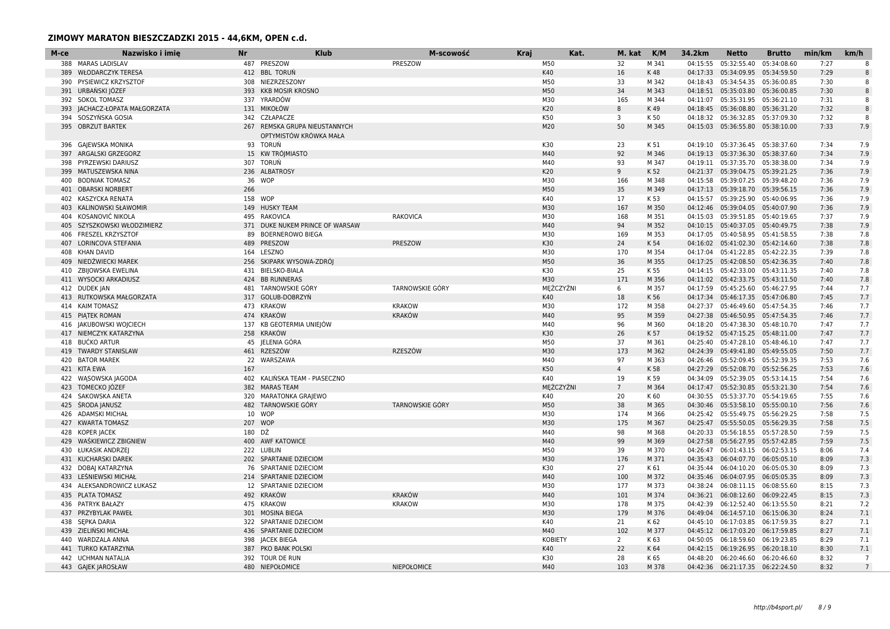## ZIMOWY MARATON BIESZCZADZKI 2015 - 44,6KM, OPEN c.d.

| M-ce | Nazwisko i imię | Nr | Klub | M-scowość | Kraj | Kat. | M. kat | K/M | 34.2km | Netto | Brutto | min/km | km/h |
|---|---|---|---|---|---|---|---|---|---|---|---|---|---|
| 388 | MARAS LADISLAV | 487 | PRESZOW | PRESZOW | | M50 | 32 | M 341 | 04:15:55 | 05:32:55.40 | 05:34:08.60 | 7:27 | 8 |
| 389 | WŁODARCZYK TERESA | 412 | BBL TORUŃ | | | K40 | 16 | K 48 | 04:17:33 | 05:34:09.95 | 05:34:59.50 | 7:29 | 8 |
| 390 | PYSIEWICZ KRZYSZTOF | 308 | NIEZRZESZONY | | | M50 | 33 | M 342 | 04:18:43 | 05:34:54.35 | 05:36:00.85 | 7:30 | 8 |
| 391 | URBAŃSKI JÓZEF | 393 | KKB MOSIR KROSNO | | | M50 | 34 | M 343 | 04:18:51 | 05:35:03.80 | 05:36:00.85 | 7:30 | 8 |
| 392 | SOKOL TOMASZ | 337 | YRARDÓW | | | M30 | 165 | M 344 | 04:11:07 | 05:35:31.95 | 05:36:21.10 | 7:31 | 8 |
| 393 | JACHACZ-ŁOPATA MAŁGORZATA | 131 | MIKOŁÓW | | | K20 | 8 | K 49 | 04:18:45 | 05:36:08.80 | 05:36:31.20 | 7:32 | 8 |
| 394 | SOSZYŃSKA GOSIA | 342 | CZŁAPACZE | | | K50 | 3 | K 50 | 04:18:32 | 05:36:32.85 | 05:37:09.30 | 7:32 | 8 |
| 395 | OBRZUT BARTEK | 267 | REMSKA GRUPA NIEUSTANNYCH OPTYMISTÓW KRÓWKA MAŁA | | | M20 | 50 | M 345 | 04:15:03 | 05:36:55.80 | 05:38:10.00 | 7:33 | 7.9 |
| 396 | GAJEWSKA MONIKA | 93 | TORUŃ | | | K30 | 23 | K 51 | 04:19:10 | 05:37:36.45 | 05:38:37.60 | 7:34 | 7.9 |
| 397 | ARGALSKI GRZEGORZ | 15 | KW TRÓJMIASTO | | | M40 | 92 | M 346 | 04:19:13 | 05:37:36.30 | 05:38:37.60 | 7:34 | 7.9 |
| 398 | PYRZEWSKI DARIUSZ | 307 | TORUŃ | | | M40 | 93 | M 347 | 04:19:11 | 05:37:35.70 | 05:38:38.00 | 7:34 | 7.9 |
| 399 | MATUSZEWSKA NINA | 236 | ALBATROSY | | | K20 | 9 | K 52 | 04:21:37 | 05:39:04.75 | 05:39:21.25 | 7:36 | 7.9 |
| 400 | BODNIAK TOMASZ | 36 | WOP | | | M30 | 166 | M 348 | 04:15:58 | 05:39:07.25 | 05:39:48.20 | 7:36 | 7.9 |
| 401 | OBARSKI NORBERT | 266 | | | | M50 | 35 | M 349 | 04:17:13 | 05:39:18.70 | 05:39:56.15 | 7:36 | 7.9 |
| 402 | KASZYCKA RENATA | 158 | WOP | | | K40 | 17 | K 53 | 04:15:57 | 05:39:25.90 | 05:40:06.95 | 7:36 | 7.9 |
| 403 | KALINOWSKI SŁAWOMIR | 149 | HUSKY TEAM | | | M30 | 167 | M 350 | 04:12:46 | 05:39:04.05 | 05:40:07.90 | 7:36 | 7.9 |
| 404 | KOSANOVIĆ NIKOLA | 495 | RAKOVICA | RAKOVICA | | M30 | 168 | M 351 | 04:15:03 | 05:39:51.85 | 05:40:19.65 | 7:37 | 7.9 |
| 405 | SZYSZKOWSKI WŁODZIMIERZ | 371 | DUKE NUKEM PRINCE OF WARSAW | | | M40 | 94 | M 352 | 04:10:15 | 05:40:37.05 | 05:40:49.75 | 7:38 | 7.9 |
| 406 | FRESZEL KRZYSZTOF | 89 | BOERNEROWO BIEGA | | | M30 | 169 | M 353 | 04:17:05 | 05:40:58.95 | 05:41:58.55 | 7:38 | 7.8 |
| 407 | LORINCOVA STEFANIA | 489 | PRESZOW | PRESZOW | | K30 | 24 | K 54 | 04:16:02 | 05:41:02.30 | 05:42:14.60 | 7:38 | 7.8 |
| 408 | KHAN DAVID | 164 | LESZNO | | | M30 | 170 | M 354 | 04:17:04 | 05:41:22.85 | 05:42:22.35 | 7:39 | 7.8 |
| 409 | NIEDŹWIECKI MAREK | 256 | SKIPARK WYSOWA-ZDRÓJ | | | M50 | 36 | M 355 | 04:17:25 | 05:42:08.50 | 05:42:36.35 | 7:40 | 7.8 |
| 410 | ZBIJOWSKA EWELINA | 431 | BIELSKO-BIALA | | | K30 | 25 | K 55 | 04:14:15 | 05:42:33.00 | 05:43:11.35 | 7:40 | 7.8 |
| 411 | WYSOCKI ARKADIUSZ | 424 | BB RUNNERAS | | | M30 | 171 | M 356 | 04:11:02 | 05:42:33.75 | 05:43:11.50 | 7:40 | 7.8 |
| 412 | DUDEK JAN | 481 | TARNOWSKIE GÓRY | TARNOWSKIE GÓRY | | MĘŻCZYŹNI | 6 | M 357 | 04:17:59 | 05:45:25.60 | 05:46:27.95 | 7:44 | 7.7 |
| 413 | RUTKOWSKA MAŁGORZATA | 317 | GOLUB-DOBRZYŃ | | | K40 | 18 | K 56 | 04:17:34 | 05:46:17.35 | 05:47:06.80 | 7:45 | 7.7 |
| 414 | KAIM TOMASZ | 473 | KRAKOW | KRAKOW | | M30 | 172 | M 358 | 04:27:37 | 05:46:49.60 | 05:47:54.35 | 7:46 | 7.7 |
| 415 | PIĄTEK ROMAN | 474 | KRAKÓW | KRAKÓW | | M40 | 95 | M 359 | 04:27:38 | 05:46:50.95 | 05:47:54.35 | 7:46 | 7.7 |
| 416 | JAKUBOWSKI WOJCIECH | 137 | KB GEOTERMIA UNIEJÓW | | | M40 | 96 | M 360 | 04:18:20 | 05:47:38.30 | 05:48:10.70 | 7:47 | 7.7 |
| 417 | NIEMCZYK KATARZYNA | 258 | KRAKÓW | | | K30 | 26 | K 57 | 04:19:52 | 05:47:15.25 | 05:48:11.00 | 7:47 | 7.7 |
| 418 | BUĆKO ARTUR | 45 | JELENIA GÓRA | | | M50 | 37 | M 361 | 04:25:40 | 05:47:28.10 | 05:48:46.10 | 7:47 | 7.7 |
| 419 | TWARDY STANISLAW | 461 | RZESZÓW | RZESZÓW | | M30 | 173 | M 362 | 04:24:39 | 05:49:41.80 | 05:49:55.05 | 7:50 | 7.7 |
| 420 | BATOR MAREK | 22 | WARSZAWA | | | M40 | 97 | M 363 | 04:26:46 | 05:52:09.45 | 05:52:39.35 | 7:53 | 7.6 |
| 421 | KITA EWA | 167 | | | | K50 | 4 | K 58 | 04:27:29 | 05:52:08.70 | 05:52:56.25 | 7:53 | 7.6 |
| 422 | WĄSOWSKA JAGODA | 402 | KALIŃSKA TEAM - PIASECZNO | | | K40 | 19 | K 59 | 04:34:09 | 05:52:39.05 | 05:53:14.15 | 7:54 | 7.6 |
| 423 | TOMECKO JÓZEF | 382 | MARAS TEAM | | | MĘŻCZYŹNI | 7 | M 364 | 04:17:47 | 05:52:30.85 | 05:53:21.30 | 7:54 | 7.6 |
| 424 | SAKOWSKA ANETA | 320 | MARATONKA GRAJEWO | | | K40 | 20 | K 60 | 04:30:55 | 05:53:37.70 | 05:54:19.65 | 7:55 | 7.6 |
| 425 | ŚRODA JANUSZ | 482 | TARNOWSKIE GÓRY | TARNOWSKIE GÓRY | | M50 | 38 | M 365 | 04:30:46 | 05:53:58.10 | 05:55:00.10 | 7:56 | 7.6 |
| 426 | ADAMSKI MICHAŁ | 10 | WOP | | | M30 | 174 | M 366 | 04:25:42 | 05:55:49.75 | 05:56:29.25 | 7:58 | 7.5 |
| 427 | KWARTA TOMASZ | 207 | WOP | | | M30 | 175 | M 367 | 04:25:47 | 05:55:50.05 | 05:56:29.35 | 7:58 | 7.5 |
| 428 | KOPER JACEK | 180 | DŹ | | | M40 | 98 | M 368 | 04:20:33 | 05:56:18.55 | 05:57:28.50 | 7:59 | 7.5 |
| 429 | WAŚKIEWICZ ZBIGNIEW | 400 | AWF KATOWICE | | | M40 | 99 | M 369 | 04:27:58 | 05:56:27.95 | 05:57:42.85 | 7:59 | 7.5 |
| 430 | ŁUKASIK ANDRZEJ | 222 | LUBLIN | | | M50 | 39 | M 370 | 04:26:47 | 06:01:43.15 | 06:02:53.15 | 8:06 | 7.4 |
| 431 | KUCHARSKI DAREK | 202 | SPARTANIE DZIECIOM | | | M30 | 176 | M 371 | 04:35:43 | 06:04:07.70 | 06:05:05.10 | 8:09 | 7.3 |
| 432 | DOBAJ KATARZYNA | 76 | SPARTANIE DZIECIOM | | | K30 | 27 | K 61 | 04:35:44 | 06:04:10.20 | 06:05:05.30 | 8:09 | 7.3 |
| 433 | LEŚNIEWSKI MICHAŁ | 214 | SPARTANIE DZIECIOM | | | M40 | 100 | M 372 | 04:35:46 | 06:04:07.95 | 06:05:05.35 | 8:09 | 7.3 |
| 434 | ALEKSANDROWICZ ŁUKASZ | 12 | SPARTANIE DZIECIOM | | | M30 | 177 | M 373 | 04:38:24 | 06:08:11.15 | 06:08:55.60 | 8:15 | 7.3 |
| 435 | PLATA TOMASZ | 492 | KRAKÓW | KRAKÓW | | M40 | 101 | M 374 | 04:36:21 | 06:08:12.60 | 06:09:22.45 | 8:15 | 7.3 |
| 436 | PATRYK BAŁAZY | 475 | KRAKOW | KRAKOW | | M30 | 178 | M 375 | 04:42:39 | 06:12:52.40 | 06:13:55.50 | 8:21 | 7.2 |
| 437 | PRZYBYLAK PAWEŁ | 301 | MOSINA BIEGA | | | M30 | 179 | M 376 | 04:49:04 | 06:14:57.10 | 06:15:06.30 | 8:24 | 7.1 |
| 438 | SĘPKA DARIA | 322 | SPARTANIE DZIECIOM | | | K40 | 21 | K 62 | 04:45:10 | 06:17:03.85 | 06:17:59.35 | 8:27 | 7.1 |
| 439 | ZIELIŃSKI MICHAŁ | 436 | SPARTANIE DZIECIOM | | | M40 | 102 | M 377 | 04:45:12 | 06:17:03.20 | 06:17:59.85 | 8:27 | 7.1 |
| 440 | WARDZALA ANNA | 398 | JACEK BIEGA | | | KOBIETY | 2 | K 63 | 04:50:05 | 06:18:59.60 | 06:19:23.85 | 8:29 | 7.1 |
| 441 | TURKO KATARZYNA | 387 | PKO BANK POLSKI | | | K40 | 22 | K 64 | 04:42:15 | 06:19:26.95 | 06:20:18.10 | 8:30 | 7.1 |
| 442 | UCHMAN NATALIA | 392 | TOUR DE RUN | | | K30 | 28 | K 65 | 04:48:20 | 06:20:46.60 | 06:20:46.60 | 8:32 | 7 |
| 443 | GAJEK JAROSŁAW | 480 | NIEPOŁOMICE | NIEPOŁOMICE | | M40 | 103 | M 378 | 04:42:36 | 06:21:17.35 | 06:22:24.50 | 8:32 | 7 |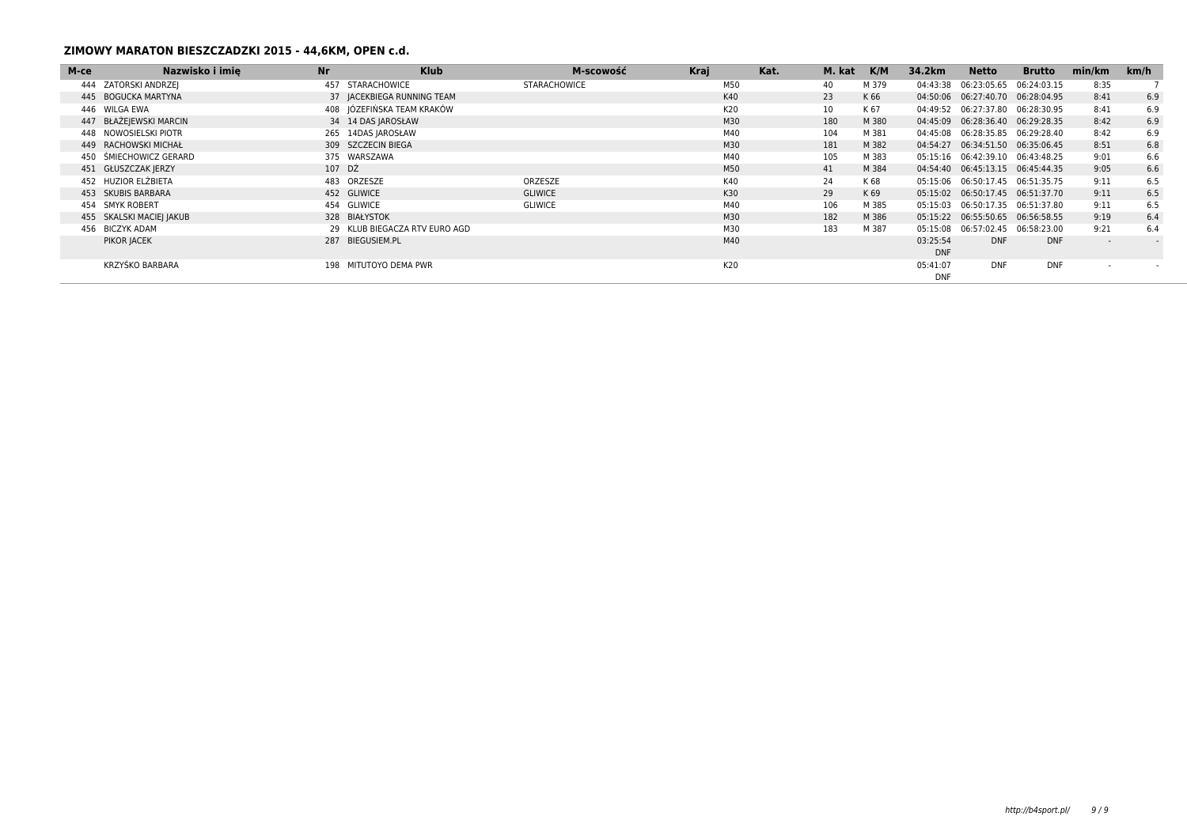## ZIMOWY MARATON BIESZCZADZKI 2015 - 44,6KM, OPEN c.d.

| M-ce | Nazwisko i imię | Nr | Klub | M-scowość | Kraj | Kat. | M. kat | K/M | 34.2km | Netto | Brutto | min/km | km/h |
|---|---|---|---|---|---|---|---|---|---|---|---|---|---|
| 444 | ZATORSKI ANDRZEJ | 457 | STARACHOWICE | STARACHOWICE | | M50 | 40 | M 379 | 04:43:38 | 06:23:05.65 | 06:24:03.15 | 8:35 | 7 |
| 445 | BOGUCKA MARTYNA | 37 | JACEKBIEGA RUNNING TEAM | | | K40 | 23 | K 66 | 04:50:06 | 06:27:40.70 | 06:28:04.95 | 8:41 | 6.9 |
| 446 | WILGA EWA | 408 | JÓZEFIŃSKA TEAM KRAKÓW | | | K20 | 10 | K 67 | 04:49:52 | 06:27:37.80 | 06:28:30.95 | 8:41 | 6.9 |
| 447 | BŁAŻEJEWSKI MARCIN | 34 | 14 DAS JAROSŁAW | | | M30 | 180 | M 380 | 04:45:09 | 06:28:36.40 | 06:29:28.35 | 8:42 | 6.9 |
| 448 | NOWOSIELSKI PIOTR | 265 | 14DAS JAROSŁAW | | | M40 | 104 | M 381 | 04:45:08 | 06:28:35.85 | 06:29:28.40 | 8:42 | 6.9 |
| 449 | RACHOWSKI MICHAŁ | 309 | SZCZECIN BIEGA | | | M30 | 181 | M 382 | 04:54:27 | 06:34:51.50 | 06:35:06.45 | 8:51 | 6.8 |
| 450 | ŚMIECHOWICZ GERARD | 375 | WARSZAWA | | | M40 | 105 | M 383 | 05:15:16 | 06:42:39.10 | 06:43:48.25 | 9:01 | 6.6 |
| 451 | GŁUSZCZAK JERZY | 107 | DŻ | | | M50 | 41 | M 384 | 04:54:40 | 06:45:13.15 | 06:45:44.35 | 9:05 | 6.6 |
| 452 | HUZIOR ELŻBIETA | 483 | ORZESZE | ORZESZE | | K40 | 24 | K 68 | 05:15:06 | 06:50:17.45 | 06:51:35.75 | 9:11 | 6.5 |
| 453 | SKUBIS BARBARA | 452 | GLIWICE | GLIWICE | | K30 | 29 | K 69 | 05:15:02 | 06:50:17.45 | 06:51:37.70 | 9:11 | 6.5 |
| 454 | SMYK ROBERT | 454 | GLIWICE | GLIWICE | | M40 | 106 | M 385 | 05:15:03 | 06:50:17.35 | 06:51:37.80 | 9:11 | 6.5 |
| 455 | SKALSKI MACIEJ JAKUB | 328 | BIAŁYSTOK | | | M30 | 182 | M 386 | 05:15:22 | 06:55:50.65 | 06:56:58.55 | 9:19 | 6.4 |
| 456 | BICZYK ADAM | 29 | KLUB BIEGACZA RTV EURO AGD | | | M30 | 183 | M 387 | 05:15:08 | 06:57:02.45 | 06:58:23.00 | 9:21 | 6.4 |
| | PIKOR JACEK | 287 | BIEGUSIEM.PL | | | M40 | | | 03:25:54 DNF | DNF | DNF | - | - |
| | KRZYŚKO BARBARA | 198 | MITUTOYO DEMA PWR | | | K20 | | | 05:41:07 DNF | DNF | DNF | - | - |